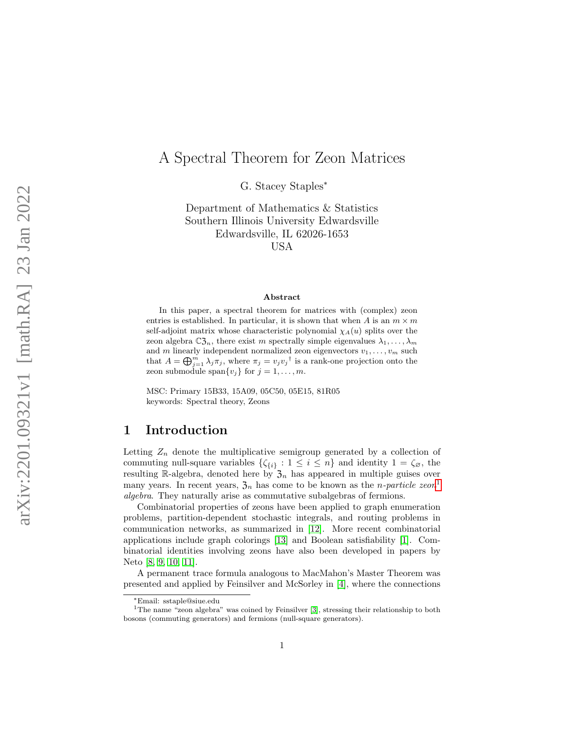# A Spectral Theorem for Zeon Matrices

G. Stacey Staples[*]

Department of Mathematics & Statistics
Southern Illinois University Edwardsville
Edwardsville, IL 62026-1653
USA

### Abstract

In this paper, a spectral theorem for matrices with (complex) zeon entries is established. In particular, it is shown that when $A$ is an $m \times m$ self-adjoint matrix whose characteristic polynomial $\chi_A(u)$ splits over the zeon algebra $\mathbb{C}\mathfrak{Z}_n$, there exist $m$ spectrally simple eigenvalues $\lambda_1, \ldots, \lambda_m$ and $m$ linearly independent normalized zeon eigenvectors $v_1, \ldots, v_m$ such that $A = \bigoplus_{j=1}^m \lambda_j \pi_j$, where $\pi_j = v_j {v_j}^\dagger$ is a rank-one projection onto the zeon submodule $\mathrm{span}\{v_j\}$ for $j = 1, \ldots, m$.

MSC: Primary 15B33, 15A09, 05C50, 05E15, 81R05
keywords: Spectral theory, Zeons

## 1 Introduction

Letting $Z_n$ denote the multiplicative semigroup generated by a collection of commuting null-square variables $\{\zeta_{\{i\}} : 1 \leq i \leq n\}$ and identity $1 = \zeta_\varnothing$, the resulting $\mathbb{R}$-algebra, denoted here by $\mathfrak{Z}_n$ has appeared in multiple guises over many years. In recent years, $\mathfrak{Z}_n$ has come to be known as the *n-particle zeon*[1] *algebra*. They naturally arise as commutative subalgebras of fermions.

Combinatorial properties of zeons have been applied to graph enumeration problems, partition-dependent stochastic integrals, and routing problems in communication networks, as summarized in [12]. More recent combinatorial applications include graph colorings [13] and Boolean satisfiability [1]. Combinatorial identities involving zeons have also been developed in papers by Neto [8, 9, 10, 11].

A permanent trace formula analogous to MacMahon's Master Theorem was presented and applied by Feinsilver and McSorley in [4], where the connections

---

[*] Email: sstaple@siue.edu

[1] The name "zeon algebra" was coined by Feinsilver [3], stressing their relationship to both bosons (commuting generators) and fermions (null-square generators).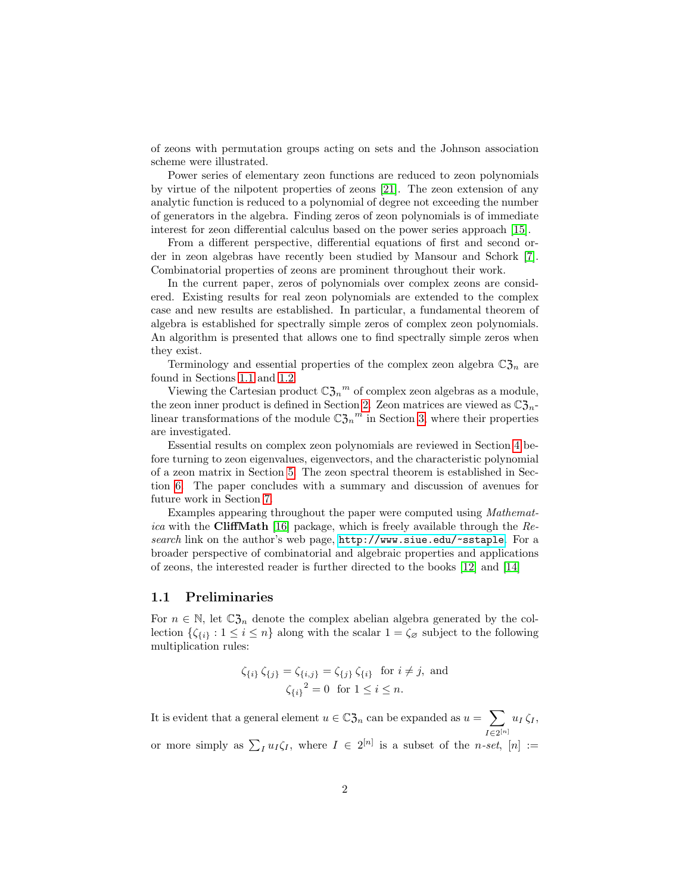of zeons with permutation groups acting on sets and the Johnson association scheme were illustrated.

Power series of elementary zeon functions are reduced to zeon polynomials by virtue of the nilpotent properties of zeons [21]. The zeon extension of any analytic function is reduced to a polynomial of degree not exceeding the number of generators in the algebra. Finding zeros of zeon polynomials is of immediate interest for zeon differential calculus based on the power series approach [15].

From a different perspective, differential equations of first and second order in zeon algebras have recently been studied by Mansour and Schork [7]. Combinatorial properties of zeons are prominent throughout their work.

In the current paper, zeros of polynomials over complex zeons are considered. Existing results for real zeon polynomials are extended to the complex case and new results are established. In particular, a fundamental theorem of algebra is established for spectrally simple zeros of complex zeon polynomials. An algorithm is presented that allows one to find spectrally simple zeros when they exist.

Terminology and essential properties of the complex zeon algebra $\mathbb{C}\mathfrak{Z}_n$ are found in Sections 1.1 and 1.2.

Viewing the Cartesian product ${\mathbb{C}\mathfrak{Z}_n}^m$ of complex zeon algebras as a module, the zeon inner product is defined in Section 2. Zeon matrices are viewed as $\mathbb{C}\mathfrak{Z}_n$-linear transformations of the module ${\mathbb{C}\mathfrak{Z}_n}^m$ in Section 3, where their properties are investigated.

Essential results on complex zeon polynomials are reviewed in Section 4 before turning to zeon eigenvalues, eigenvectors, and the characteristic polynomial of a zeon matrix in Section 5. The zeon spectral theorem is established in Section 6. The paper concludes with a summary and discussion of avenues for future work in Section 7.

Examples appearing throughout the paper were computed using *Mathematica* with the **CliffMath** [16] package, which is freely available through the *Research* link on the author's web page, http://www.siue.edu/~sstaple. For a broader perspective of combinatorial and algebraic properties and applications of zeons, the interested reader is further directed to the books [12] and [14]

### 1.1 Preliminaries

For $n \in \mathbb{N}$, let $\mathbb{C}\mathfrak{Z}_n$ denote the complex abelian algebra generated by the collection $\{\zeta_{\{i\}} : 1 \leq i \leq n\}$ along with the scalar $1 = \zeta_\varnothing$ subject to the following multiplication rules:

$$\zeta_{\{i\}}\,\zeta_{\{j\}} = \zeta_{\{i,j\}} = \zeta_{\{j\}}\,\zeta_{\{i\}} \;\text{ for } i \neq j, \text{ and}$$
$${\zeta_{\{i\}}}^2 = 0 \;\text{ for } 1 \leq i \leq n.$$

It is evident that a general element $u \in \mathbb{C}\mathfrak{Z}_n$ can be expanded as $u = \displaystyle\sum_{I \in 2^{[n]}} u_I\,\zeta_I$, or more simply as $\sum_I u_I \zeta_I$, where $I \in 2^{[n]}$ is a subset of the *n-set*, $[n] :=$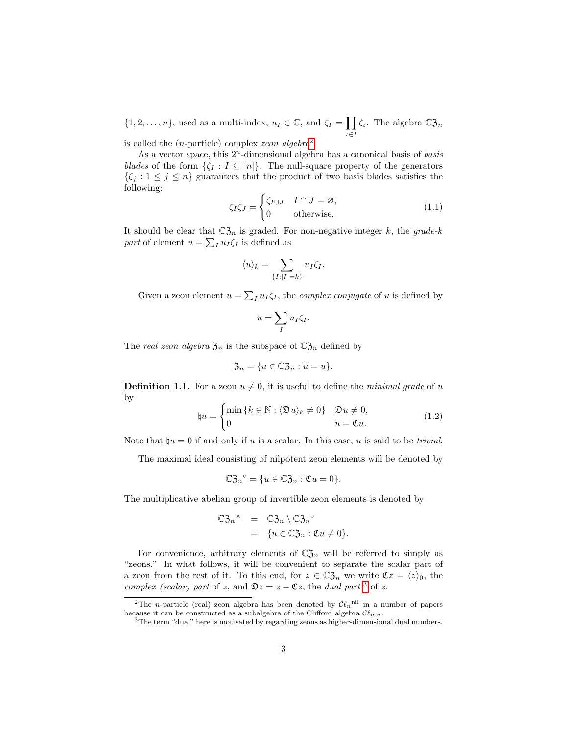$\{1, 2, \ldots, n\}$, used as a multi-index, $u_I \in \mathbb{C}$, and $\zeta_I = \prod_{\iota \in I} \zeta_\iota$. The algebra $\mathbb{C}\mathfrak{Z}_n$ is called the ($n$-particle) complex *zeon algebra*[2].

As a vector space, this $2^n$-dimensional algebra has a canonical basis of *basis blades* of the form $\{\zeta_I : I \subseteq [n]\}$. The null-square property of the generators $\{\zeta_j : 1 \leq j \leq n\}$ guarantees that the product of two basis blades satisfies the following:

$$\zeta_I \zeta_J = \begin{cases} \zeta_{I \cup J} & I \cap J = \varnothing, \\ 0 & \text{otherwise.} \end{cases} \tag{1.1}$$

It should be clear that $\mathbb{C}\mathfrak{Z}_n$ is graded. For non-negative integer $k$, the *grade-$k$ part* of element $u = \sum_I u_I \zeta_I$ is defined as

$$\langle u \rangle_k = \sum_{\{I : |I| = k\}} u_I \zeta_I.$$

Given a zeon element $u = \sum_I u_I \zeta_I$, the *complex conjugate* of $u$ is defined by

$$\overline{u} = \sum_I \overline{u_I} \zeta_I.$$

The *real zeon algebra* $\mathfrak{Z}_n$ is the subspace of $\mathbb{C}\mathfrak{Z}_n$ defined by

$$\mathfrak{Z}_n = \{u \in \mathbb{C}\mathfrak{Z}_n : \overline{u} = u\}.$$

**Definition 1.1.** For a zeon $u \neq 0$, it is useful to define the *minimal grade* of $u$ by

$$\natural u = \begin{cases} \min\{k \in \mathbb{N} : \langle \mathfrak{D} u \rangle_k \neq 0\} & \mathfrak{D} u \neq 0, \\ 0 & u = \mathfrak{C} u. \end{cases} \tag{1.2}$$

Note that $\natural u = 0$ if and only if $u$ is a scalar. In this case, $u$ is said to be *trivial*.

The maximal ideal consisting of nilpotent zeon elements will be denoted by

$$\mathbb{C}\mathfrak{Z}_n{}^{\circ} = \{u \in \mathbb{C}\mathfrak{Z}_n : \mathfrak{C} u = 0\}.$$

The multiplicative abelian group of invertible zeon elements is denoted by

$$\begin{aligned} \mathbb{C}\mathfrak{Z}_n{}^{\times} &= \mathbb{C}\mathfrak{Z}_n \setminus \mathbb{C}\mathfrak{Z}_n{}^{\circ} \\ &= \{u \in \mathbb{C}\mathfrak{Z}_n : \mathfrak{C} u \neq 0\}. \end{aligned}$$

For convenience, arbitrary elements of $\mathbb{C}\mathfrak{Z}_n$ will be referred to simply as "zeons." In what follows, it will be convenient to separate the scalar part of a zeon from the rest of it. To this end, for $z \in \mathbb{C}\mathfrak{Z}_n$ we write $\mathfrak{C} z = \langle z \rangle_0$, the *complex (scalar) part* of $z$, and $\mathfrak{D} z = z - \mathfrak{C} z$, the *dual part*[3] of $z$.

---

[2] The $n$-particle (real) zeon algebra has been denoted by $\mathcal{C}\ell_n{}^{\text{nil}}$ in a number of papers because it can be constructed as a subalgebra of the Clifford algebra $\mathcal{C}\ell_{n,n}$.

[3] The term "dual" here is motivated by regarding zeons as higher-dimensional dual numbers.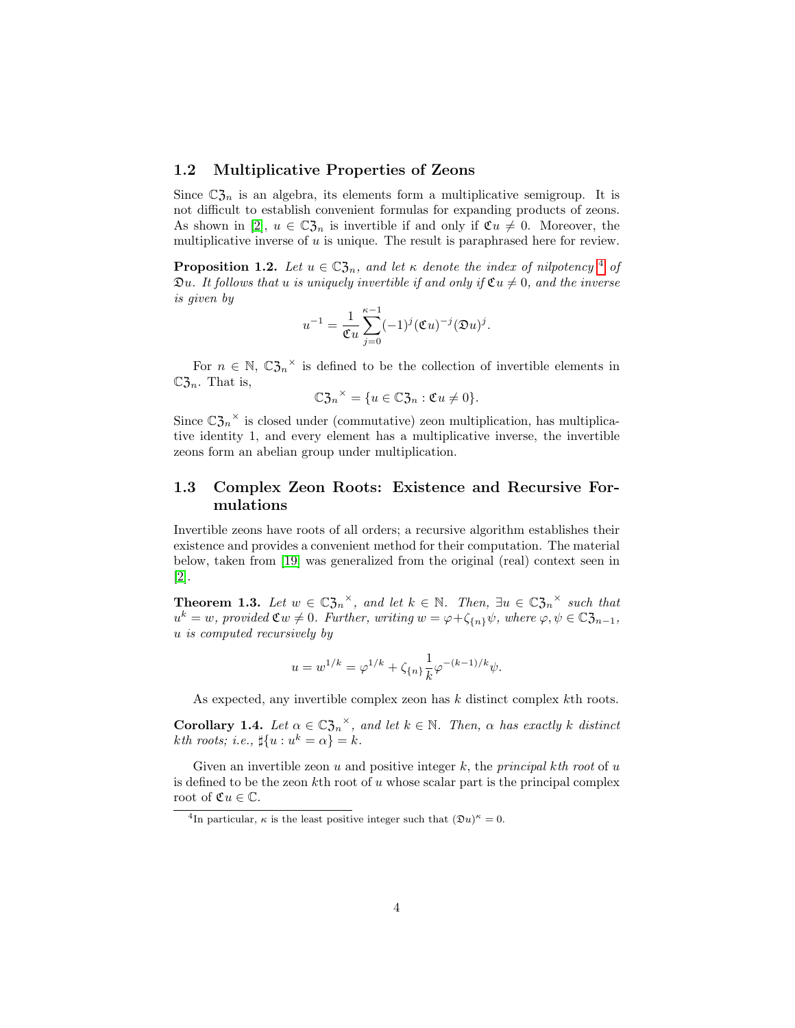## 1.2 Multiplicative Properties of Zeons

Since $\mathbb{C}\mathfrak{Z}_n$ is an algebra, its elements form a multiplicative semigroup. It is not difficult to establish convenient formulas for expanding products of zeons. As shown in [2], $u \in \mathbb{C}\mathfrak{Z}_n$ is invertible if and only if $\mathfrak{C}u \neq 0$. Moreover, the multiplicative inverse of $u$ is unique. The result is paraphrased here for review.

**Proposition 1.2.** *Let $u \in \mathbb{C}\mathfrak{Z}_n$, and let $\kappa$ denote the index of nilpotency [4] of $\mathfrak{D}u$. It follows that u is uniquely invertible if and only if $\mathfrak{C}u \neq 0$, and the inverse is given by*

$$u^{-1} = \frac{1}{\mathfrak{C}u}\sum_{j=0}^{\kappa-1}(-1)^j(\mathfrak{C}u)^{-j}(\mathfrak{D}u)^j.$$

For $n \in \mathbb{N}$, $\mathbb{C}\mathfrak{Z}_n{}^{\times}$ is defined to be the collection of invertible elements in $\mathbb{C}\mathfrak{Z}_n$. That is,

$$\mathbb{C}\mathfrak{Z}_n{}^{\times} = \{u \in \mathbb{C}\mathfrak{Z}_n : \mathfrak{C}u \neq 0\}.$$

Since $\mathbb{C}\mathfrak{Z}_n{}^{\times}$ is closed under (commutative) zeon multiplication, has multiplicative identity 1, and every element has a multiplicative inverse, the invertible zeons form an abelian group under multiplication.

## 1.3 Complex Zeon Roots: Existence and Recursive Formulations

Invertible zeons have roots of all orders; a recursive algorithm establishes their existence and provides a convenient method for their computation. The material below, taken from [19] was generalized from the original (real) context seen in [2].

**Theorem 1.3.** *Let $w \in \mathbb{C}\mathfrak{Z}_n{}^{\times}$, and let $k \in \mathbb{N}$. Then, $\exists u \in \mathbb{C}\mathfrak{Z}_n{}^{\times}$ such that $u^k = w$, provided $\mathfrak{C}w \neq 0$. Further, writing $w = \varphi + \zeta_{\{n\}}\psi$, where $\varphi, \psi \in \mathbb{C}\mathfrak{Z}_{n-1}$, u is computed recursively by*

$$u = w^{1/k} = \varphi^{1/k} + \zeta_{\{n\}}\frac{1}{k}\varphi^{-(k-1)/k}\psi.$$

As expected, any invertible complex zeon has $k$ distinct complex $k$th roots.

**Corollary 1.4.** *Let $\alpha \in \mathbb{C}\mathfrak{Z}_n{}^{\times}$, and let $k \in \mathbb{N}$. Then, $\alpha$ has exactly $k$ distinct kth roots; i.e., $\sharp\{u : u^k = \alpha\} = k$.*

Given an invertible zeon $u$ and positive integer $k$, the *principal kth root* of $u$ is defined to be the zeon $k$th root of $u$ whose scalar part is the principal complex root of $\mathfrak{C}u \in \mathbb{C}$.

---

[4] In particular, $\kappa$ is the least positive integer such that $(\mathfrak{D}u)^{\kappa} = 0$.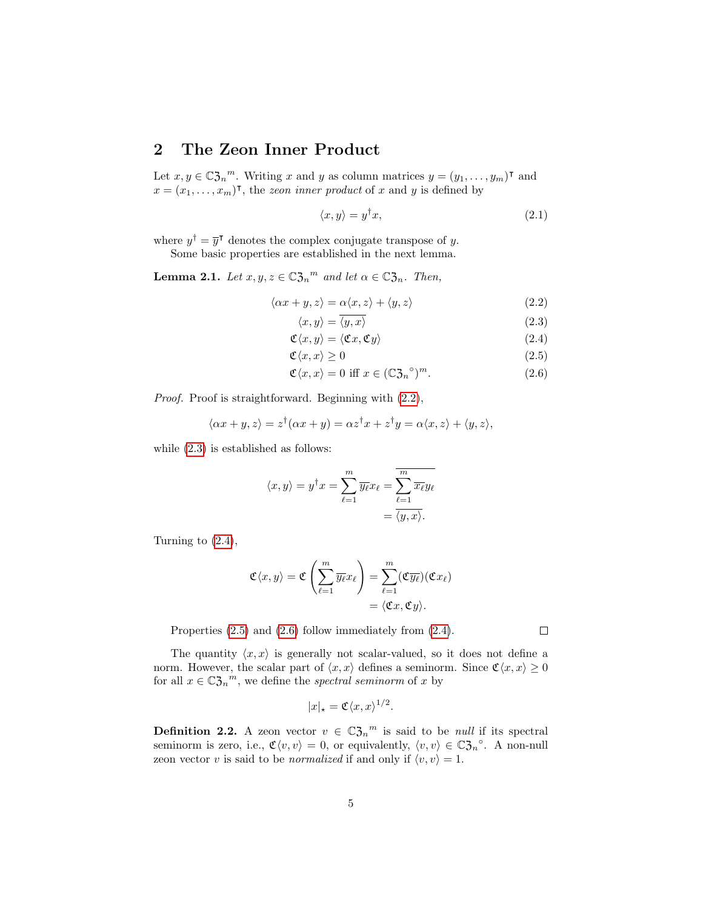## 2 The Zeon Inner Product

Let $x, y \in \mathbb{C}\mathfrak{Z}_n{}^m$. Writing $x$ and $y$ as column matrices $y = (y_1, \ldots, y_m)^\intercal$ and $x = (x_1, \ldots, x_m)^\intercal$, the *zeon inner product* of $x$ and $y$ is defined by

$$\langle x, y\rangle = y^\dagger x, \tag{2.1}$$

where $y^\dagger = \overline{y}^\intercal$ denotes the complex conjugate transpose of $y$.

Some basic properties are established in the next lemma.

**Lemma 2.1.** *Let $x, y, z \in \mathbb{C}\mathfrak{Z}_n{}^m$ and let $\alpha \in \mathbb{C}\mathfrak{Z}_n$. Then,*

$$\langle \alpha x + y, z\rangle = \alpha\langle x, z\rangle + \langle y, z\rangle \tag{2.2}$$

$$\langle x, y\rangle = \overline{\langle y, x\rangle} \tag{2.3}$$

$$\mathfrak{C}\langle x, y\rangle = \langle \mathfrak{C}x, \mathfrak{C}y\rangle \tag{2.4}$$

$$\mathfrak{C}\langle x, x\rangle \geq 0 \tag{2.5}$$

$$\mathfrak{C}\langle x, x\rangle = 0 \text{ iff } x \in (\mathbb{C}\mathfrak{Z}_n{}^\circ)^m. \tag{2.6}$$

*Proof.* Proof is straightforward. Beginning with (2.2),

$$\langle \alpha x + y, z\rangle = z^\dagger(\alpha x + y) = \alpha z^\dagger x + z^\dagger y = \alpha\langle x, z\rangle + \langle y, z\rangle,$$

while (2.3) is established as follows:

$$\begin{aligned}\langle x, y\rangle = y^\dagger x = \sum_{\ell=1}^{m} \overline{y_\ell} x_\ell &= \overline{\sum_{\ell=1}^{m} \overline{x_\ell} y_\ell} \\ &= \overline{\langle y, x\rangle}.\end{aligned}$$

Turning to (2.4),

$$\begin{aligned}\mathfrak{C}\langle x, y\rangle = \mathfrak{C}\left(\sum_{\ell=1}^{m} \overline{y_\ell} x_\ell\right) &= \sum_{\ell=1}^{m} (\mathfrak{C}\overline{y_\ell})(\mathfrak{C}x_\ell) \\ &= \langle \mathfrak{C}x, \mathfrak{C}y\rangle.\end{aligned}$$

Properties (2.5) and (2.6) follow immediately from (2.4). □

The quantity $\langle x, x\rangle$ is generally not scalar-valued, so it does not define a norm. However, the scalar part of $\langle x, x\rangle$ defines a seminorm. Since $\mathfrak{C}\langle x, x\rangle \geq 0$ for all $x \in \mathbb{C}\mathfrak{Z}_n{}^m$, we define the *spectral seminorm* of $x$ by

$$|x|_\star = \mathfrak{C}\langle x, x\rangle^{1/2}.$$

**Definition 2.2.** A zeon vector $v \in \mathbb{C}\mathfrak{Z}_n{}^m$ is said to be *null* if its spectral seminorm is zero, i.e., $\mathfrak{C}\langle v, v\rangle = 0$, or equivalently, $\langle v, v\rangle \in \mathbb{C}\mathfrak{Z}_n{}^\circ$. A non-null zeon vector $v$ is said to be *normalized* if and only if $\langle v, v\rangle = 1$.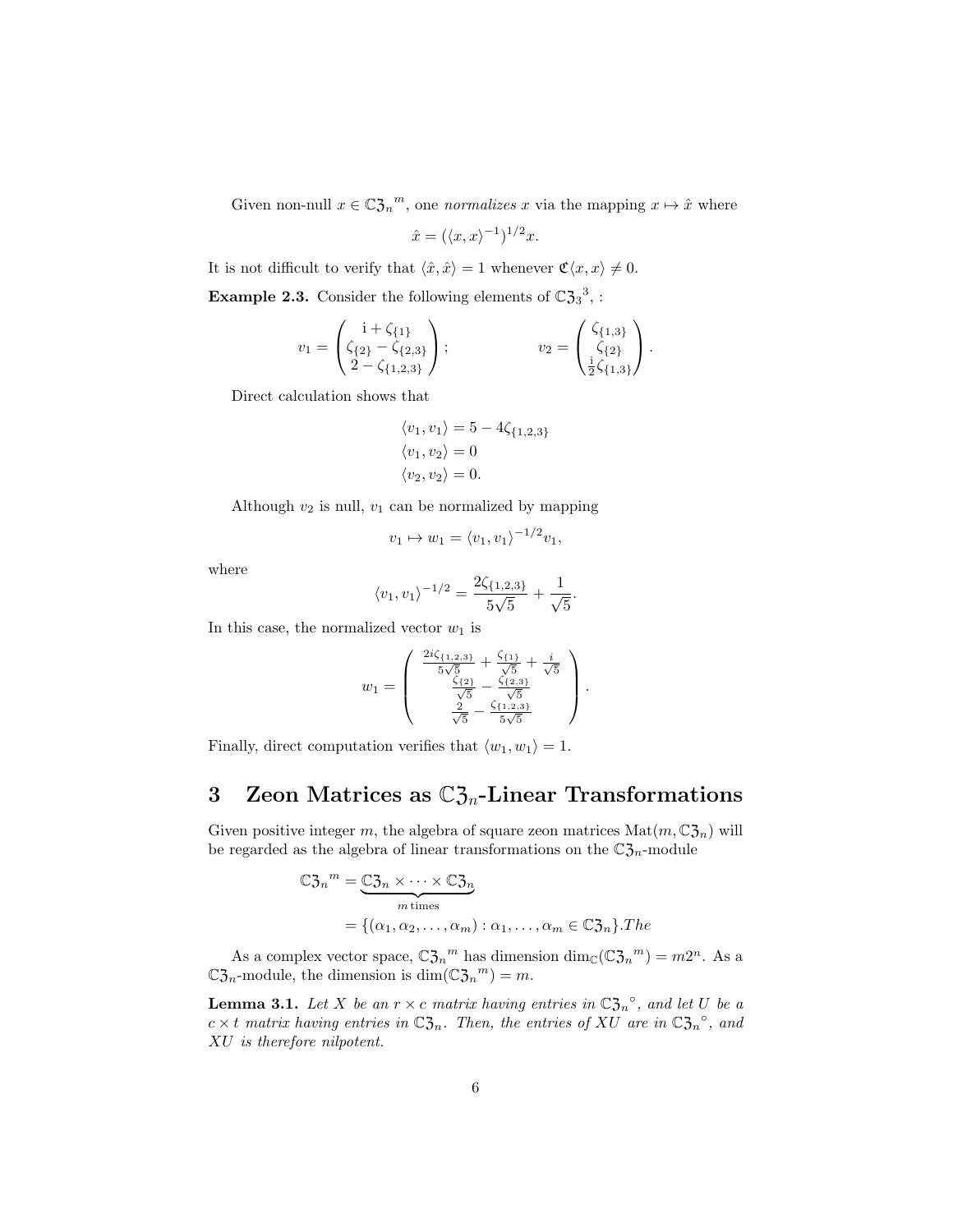Given non-null $x \in \mathbb{C}\mathfrak{Z}_n{}^m$, one *normalizes* $x$ via the mapping $x \mapsto \hat{x}$ where

$$\hat{x} = (\langle x, x\rangle^{-1})^{1/2} x.$$

It is not difficult to verify that $\langle \hat{x}, \hat{x}\rangle = 1$ whenever $\mathfrak{C}\langle x, x\rangle \neq 0$.

**Example 2.3.** Consider the following elements of $\mathbb{C}\mathfrak{Z}_3{}^3$, :

$$v_1 = \begin{pmatrix} \mathrm{i} + \zeta_{\{1\}} \\ \zeta_{\{2\}} - \zeta_{\{2,3\}} \\ 2 - \zeta_{\{1,2,3\}} \end{pmatrix}; \qquad v_2 = \begin{pmatrix} \zeta_{\{1,3\}} \\ \zeta_{\{2\}} \\ \frac{\mathrm{i}}{2}\zeta_{\{1,3\}} \end{pmatrix}.$$

Direct calculation shows that

$$\begin{aligned} \langle v_1, v_1\rangle &= 5 - 4\zeta_{\{1,2,3\}} \\ \langle v_1, v_2\rangle &= 0 \\ \langle v_2, v_2\rangle &= 0. \end{aligned}$$

Although $v_2$ is null, $v_1$ can be normalized by mapping

$$v_1 \mapsto w_1 = \langle v_1, v_1\rangle^{-1/2} v_1,$$

where

$$\langle v_1, v_1\rangle^{-1/2} = \frac{2\zeta_{\{1,2,3\}}}{5\sqrt{5}} + \frac{1}{\sqrt{5}}.$$

In this case, the normalized vector $w_1$ is

$$w_1 = \begin{pmatrix} \frac{2i\zeta_{\{1,2,3\}}}{5\sqrt{5}} + \frac{\zeta_{\{1\}}}{\sqrt{5}} + \frac{i}{\sqrt{5}} \\ \frac{\zeta_{\{2\}}}{\sqrt{5}} - \frac{\zeta_{\{2,3\}}}{\sqrt{5}} \\ \frac{2}{\sqrt{5}} - \frac{\zeta_{\{1,2,3\}}}{5\sqrt{5}} \end{pmatrix}.$$

Finally, direct computation verifies that $\langle w_1, w_1\rangle = 1$.

# 3 Zeon Matrices as $\mathbb{C}\mathfrak{Z}_n$-Linear Transformations

Given positive integer $m$, the algebra of square zeon matrices $\mathrm{Mat}(m, \mathbb{C}\mathfrak{Z}_n)$ will be regarded as the algebra of linear transformations on the $\mathbb{C}\mathfrak{Z}_n$-module

$$\begin{aligned} \mathbb{C}\mathfrak{Z}_n{}^m &= \underbrace{\mathbb{C}\mathfrak{Z}_n \times \cdots \times \mathbb{C}\mathfrak{Z}_n}_{m \text{ times}} \\ &= \{(\alpha_1, \alpha_2, \ldots, \alpha_m) : \alpha_1, \ldots, \alpha_m \in \mathbb{C}\mathfrak{Z}_n\}. The \end{aligned}$$

As a complex vector space, $\mathbb{C}\mathfrak{Z}_n{}^m$ has dimension $\dim_{\mathbb{C}}(\mathbb{C}\mathfrak{Z}_n{}^m) = m2^n$. As a $\mathbb{C}\mathfrak{Z}_n$-module, the dimension is $\dim(\mathbb{C}\mathfrak{Z}_n{}^m) = m$.

**Lemma 3.1.** *Let $X$ be an $r \times c$ matrix having entries in $\mathbb{C}\mathfrak{Z}_n{}^\circ$, and let $U$ be a $c \times t$ matrix having entries in $\mathbb{C}\mathfrak{Z}_n$. Then, the entries of $XU$ are in $\mathbb{C}\mathfrak{Z}_n{}^\circ$, and $XU$ is therefore nilpotent.*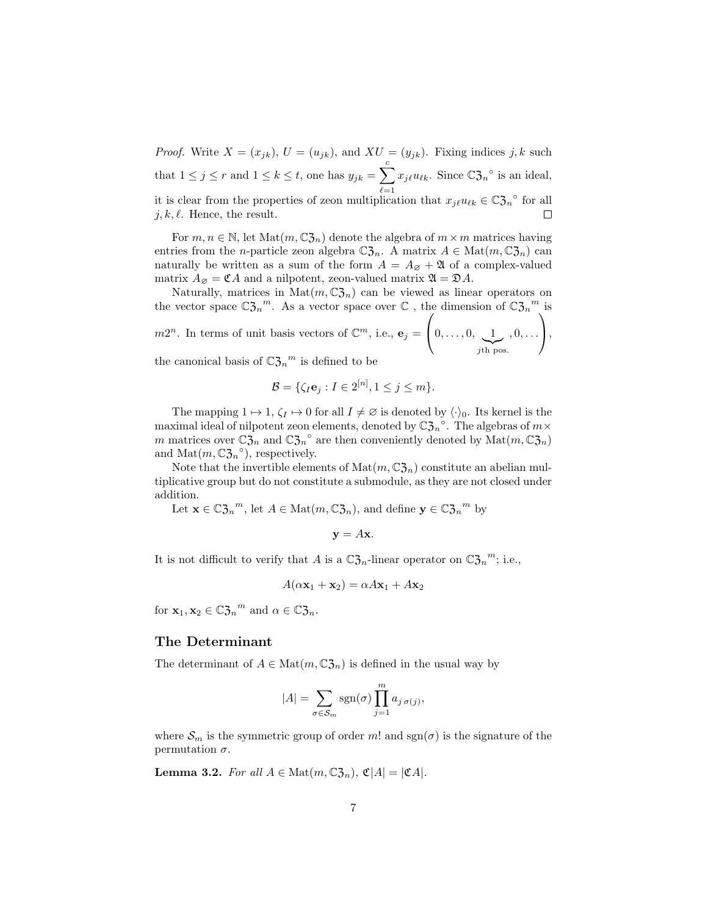*Proof.* Write $X = (x_{jk})$, $U = (u_{jk})$, and $XU = (y_{jk})$. Fixing indices $j, k$ such that $1 \leq j \leq r$ and $1 \leq k \leq t$, one has $y_{jk} = \sum_{\ell=1}^{c} x_{j\ell}u_{\ell k}$. Since $\mathbb{C}\mathfrak{Z}_n{}^{\circ}$ is an ideal, it is clear from the properties of zeon multiplication that $x_{j\ell}u_{\ell k} \in \mathbb{C}\mathfrak{Z}_n{}^{\circ}$ for all $j, k, \ell$. Hence, the result. $\square$

For $m, n \in \mathbb{N}$, let $\mathrm{Mat}(m, \mathbb{C}\mathfrak{Z}_n)$ denote the algebra of $m \times m$ matrices having entries from the $n$-particle zeon algebra $\mathbb{C}\mathfrak{Z}_n$. A matrix $A \in \mathrm{Mat}(m, \mathbb{C}\mathfrak{Z}_n)$ can naturally be written as a sum of the form $A = A_{\varnothing} + \mathfrak{A}$ of a complex-valued matrix $A_{\varnothing} = \mathfrak{C}A$ and a nilpotent, zeon-valued matrix $\mathfrak{A} = \mathfrak{D}A$.

Naturally, matrices in $\mathrm{Mat}(m, \mathbb{C}\mathfrak{Z}_n)$ can be viewed as linear operators on the vector space $\mathbb{C}\mathfrak{Z}_n{}^m$. As a vector space over $\mathbb{C}$ , the dimension of $\mathbb{C}\mathfrak{Z}_n{}^m$ is $m2^n$. In terms of unit basis vectors of $\mathbb{C}^m$, i.e., $\mathbf{e}_j = \left(0, \ldots, 0, \underbrace{1}_{j\text{th pos.}}, 0, \ldots\right)$, the canonical basis of $\mathbb{C}\mathfrak{Z}_n{}^m$ is defined to be

$$\mathcal{B} = \{\zeta_I \mathbf{e}_j : I \in 2^{[n]}, 1 \leq j \leq m\}.$$

The mapping $1 \mapsto 1$, $\zeta_I \mapsto 0$ for all $I \neq \varnothing$ is denoted by $\langle \cdot \rangle_0$. Its kernel is the maximal ideal of nilpotent zeon elements, denoted by $\mathbb{C}\mathfrak{Z}_n{}^{\circ}$. The algebras of $m \times m$ matrices over $\mathbb{C}\mathfrak{Z}_n$ and $\mathbb{C}\mathfrak{Z}_n{}^{\circ}$ are then conveniently denoted by $\mathrm{Mat}(m, \mathbb{C}\mathfrak{Z}_n)$ and $\mathrm{Mat}(m, \mathbb{C}\mathfrak{Z}_n{}^{\circ})$, respectively.

Note that the invertible elements of $\mathrm{Mat}(m, \mathbb{C}\mathfrak{Z}_n)$ constitute an abelian multiplicative group but do not constitute a submodule, as they are not closed under addition.

Let $\mathbf{x} \in \mathbb{C}\mathfrak{Z}_n{}^m$, let $A \in \mathrm{Mat}(m, \mathbb{C}\mathfrak{Z}_n)$, and define $\mathbf{y} \in \mathbb{C}\mathfrak{Z}_n{}^m$ by

$$\mathbf{y} = A\mathbf{x}.$$

It is not difficult to verify that $A$ is a $\mathbb{C}\mathfrak{Z}_n$-linear operator on $\mathbb{C}\mathfrak{Z}_n{}^m$; i.e.,

$$A(\alpha \mathbf{x}_1 + \mathbf{x}_2) = \alpha A\mathbf{x}_1 + A\mathbf{x}_2$$

for $\mathbf{x}_1, \mathbf{x}_2 \in \mathbb{C}\mathfrak{Z}_n{}^m$ and $\alpha \in \mathbb{C}\mathfrak{Z}_n$.

## The Determinant

The determinant of $A \in \mathrm{Mat}(m, \mathbb{C}\mathfrak{Z}_n)$ is defined in the usual way by

$$|A| = \sum_{\sigma \in \mathcal{S}_m} \mathrm{sgn}(\sigma) \prod_{j=1}^{m} a_{j\,\sigma(j)},$$

where $\mathcal{S}_m$ is the symmetric group of order $m!$ and $\mathrm{sgn}(\sigma)$ is the signature of the permutation $\sigma$.

**Lemma 3.2.** *For all $A \in \mathrm{Mat}(m, \mathbb{C}\mathfrak{Z}_n)$, $\mathfrak{C}|A| = |\mathfrak{C}A|$.*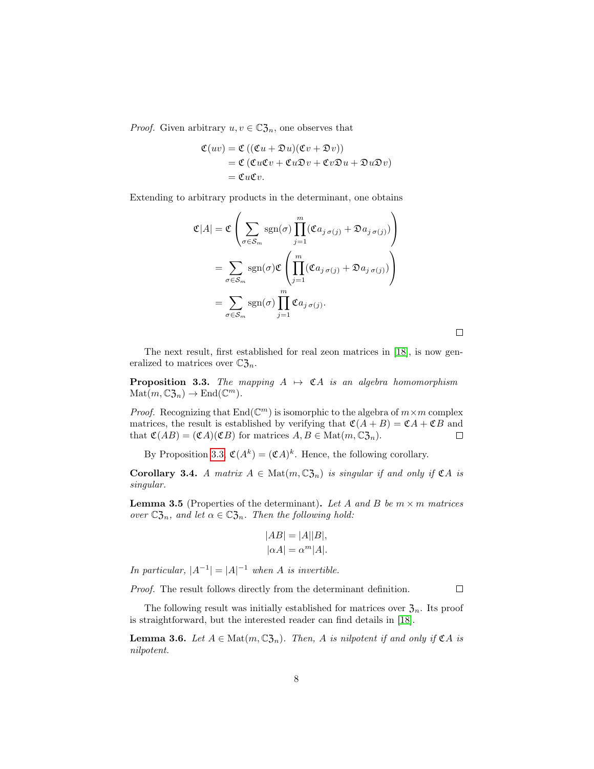*Proof.* Given arbitrary $u, v \in \mathbb{C}\mathfrak{Z}_n$, one observes that

$$
\begin{aligned}
\mathfrak{C}(uv) &= \mathfrak{C}\left((\mathfrak{C}u + \mathfrak{D}u)(\mathfrak{C}v + \mathfrak{D}v)\right) \\
&= \mathfrak{C}\left(\mathfrak{C}u\mathfrak{C}v + \mathfrak{C}u\mathfrak{D}v + \mathfrak{C}v\mathfrak{D}u + \mathfrak{D}u\mathfrak{D}v\right) \\
&= \mathfrak{C}u\mathfrak{C}v.
\end{aligned}
$$

Extending to arbitrary products in the determinant, one obtains

$$
\begin{aligned}
\mathfrak{C}|A| &= \mathfrak{C}\left(\sum_{\sigma\in\mathcal{S}_m} \operatorname{sgn}(\sigma)\prod_{j=1}^{m}(\mathfrak{C}a_{j\,\sigma(j)} + \mathfrak{D}a_{j\,\sigma(j)})\right) \\
&= \sum_{\sigma\in\mathcal{S}_m} \operatorname{sgn}(\sigma)\mathfrak{C}\left(\prod_{j=1}^{m}(\mathfrak{C}a_{j\,\sigma(j)} + \mathfrak{D}a_{j\,\sigma(j)})\right) \\
&= \sum_{\sigma\in\mathcal{S}_m} \operatorname{sgn}(\sigma)\prod_{j=1}^{m}\mathfrak{C}a_{j\,\sigma(j)}.
\end{aligned}
$$

□

The next result, first established for real zeon matrices in [18], is now generalized to matrices over $\mathbb{C}\mathfrak{Z}_n$.

**Proposition 3.3.** *The mapping $A \mapsto \mathfrak{C}A$ is an algebra homomorphism $\operatorname{Mat}(m, \mathbb{C}\mathfrak{Z}_n) \to \operatorname{End}(\mathbb{C}^m)$.*

*Proof.* Recognizing that $\operatorname{End}(\mathbb{C}^m)$ is isomorphic to the algebra of $m\times m$ complex matrices, the result is established by verifying that $\mathfrak{C}(A + B) = \mathfrak{C}A + \mathfrak{C}B$ and that $\mathfrak{C}(AB) = (\mathfrak{C}A)(\mathfrak{C}B)$ for matrices $A, B \in \operatorname{Mat}(m, \mathbb{C}\mathfrak{Z}_n)$. □

By Proposition 3.3, $\mathfrak{C}(A^k) = (\mathfrak{C}A)^k$. Hence, the following corollary.

**Corollary 3.4.** *A matrix $A \in \operatorname{Mat}(m, \mathbb{C}\mathfrak{Z}_n)$ is singular if and only if $\mathfrak{C}A$ is singular.*

**Lemma 3.5** (Properties of the determinant)**.** *Let $A$ and $B$ be $m \times m$ matrices over $\mathbb{C}\mathfrak{Z}_n$, and let $\alpha \in \mathbb{C}\mathfrak{Z}_n$. Then the following hold:*

$$
\begin{aligned}
|AB| &= |A||B|, \\
|\alpha A| &= \alpha^m|A|.
\end{aligned}
$$

*In particular, $|A^{-1}| = |A|^{-1}$ when $A$ is invertible.*

*Proof.* The result follows directly from the determinant definition. □

The following result was initially established for matrices over $\mathfrak{Z}_n$. Its proof is straightforward, but the interested reader can find details in [18].

**Lemma 3.6.** *Let $A \in \operatorname{Mat}(m, \mathbb{C}\mathfrak{Z}_n)$. Then, $A$ is nilpotent if and only if $\mathfrak{C}A$ is nilpotent.*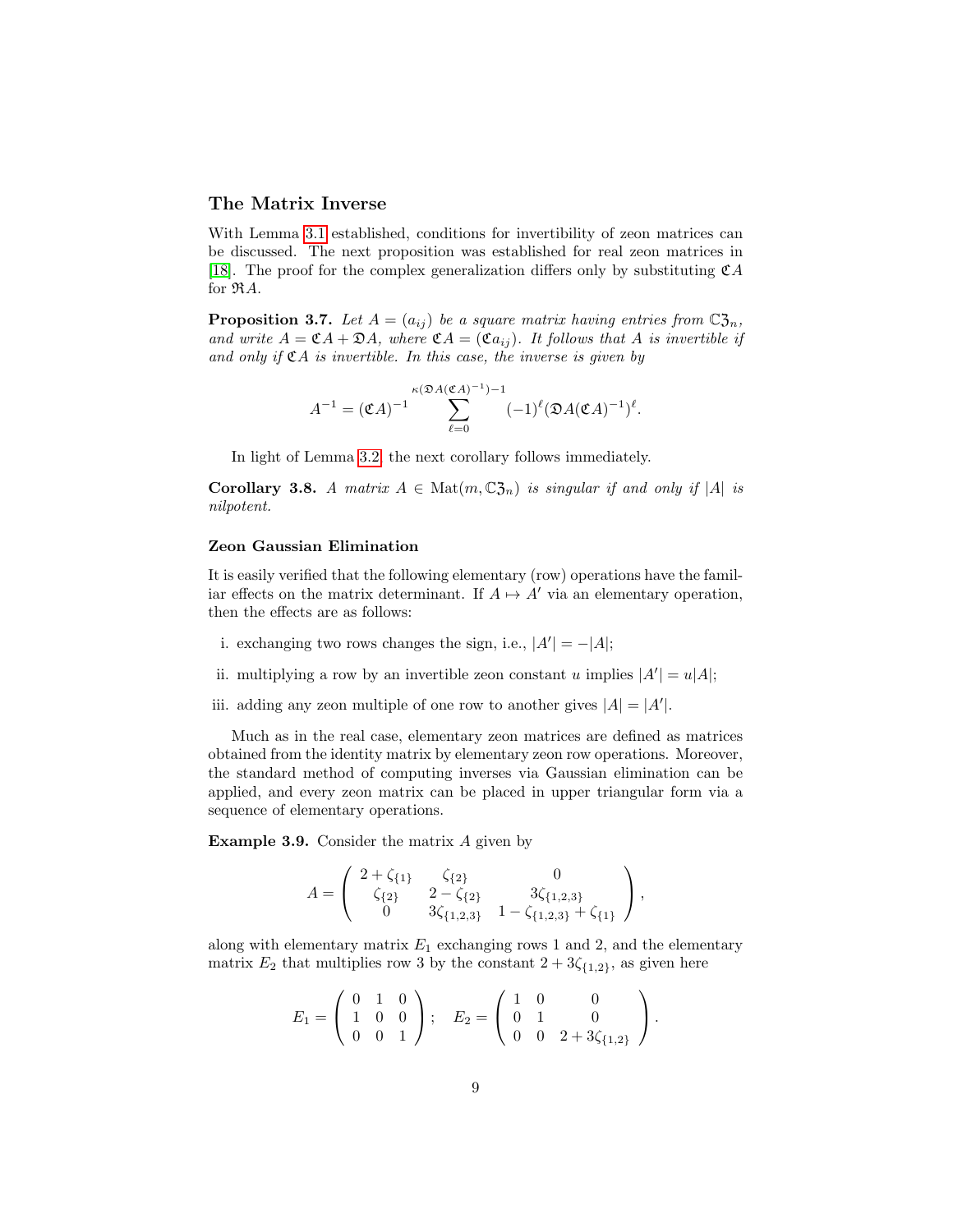## The Matrix Inverse

With Lemma 3.1 established, conditions for invertibility of zeon matrices can be discussed. The next proposition was established for real zeon matrices in [18]. The proof for the complex generalization differs only by substituting $\mathfrak{C}A$ for $\mathfrak{R}A$.

**Proposition 3.7.** *Let $A = (a_{ij})$ be a square matrix having entries from $\mathbb{C}\mathfrak{Z}_n$, and write $A = \mathfrak{C}A + \mathfrak{D}A$, where $\mathfrak{C}A = (\mathfrak{C}a_{ij})$. It follows that $A$ is invertible if and only if $\mathfrak{C}A$ is invertible. In this case, the inverse is given by*

$$A^{-1} = (\mathfrak{C}A)^{-1} \sum_{\ell=0}^{\kappa(\mathfrak{D}A(\mathfrak{C}A)^{-1})-1} (-1)^{\ell} (\mathfrak{D}A(\mathfrak{C}A)^{-1})^{\ell}.$$

In light of Lemma 3.2, the next corollary follows immediately.

**Corollary 3.8.** *A matrix $A \in \mathrm{Mat}(m, \mathbb{C}\mathfrak{Z}_n)$ is singular if and only if $|A|$ is nilpotent.*

### Zeon Gaussian Elimination

It is easily verified that the following elementary (row) operations have the familiar effects on the matrix determinant. If $A \mapsto A'$ via an elementary operation, then the effects are as follows:

i. exchanging two rows changes the sign, i.e., $|A'| = -|A|$;

ii. multiplying a row by an invertible zeon constant $u$ implies $|A'| = u|A|$;

iii. adding any zeon multiple of one row to another gives $|A| = |A'|$.

Much as in the real case, elementary zeon matrices are defined as matrices obtained from the identity matrix by elementary zeon row operations. Moreover, the standard method of computing inverses via Gaussian elimination can be applied, and every zeon matrix can be placed in upper triangular form via a sequence of elementary operations.

**Example 3.9.** Consider the matrix $A$ given by

$$A = \begin{pmatrix} 2+\zeta_{\{1\}} & \zeta_{\{2\}} & 0 \\ \zeta_{\{2\}} & 2-\zeta_{\{2\}} & 3\zeta_{\{1,2,3\}} \\ 0 & 3\zeta_{\{1,2,3\}} & 1-\zeta_{\{1,2,3\}}+\zeta_{\{1\}} \end{pmatrix},$$

along with elementary matrix $E_1$ exchanging rows 1 and 2, and the elementary matrix $E_2$ that multiplies row 3 by the constant $2 + 3\zeta_{\{1,2\}}$, as given here

$$E_1 = \begin{pmatrix} 0 & 1 & 0 \\ 1 & 0 & 0 \\ 0 & 0 & 1 \end{pmatrix}; \quad E_2 = \begin{pmatrix} 1 & 0 & 0 \\ 0 & 1 & 0 \\ 0 & 0 & 2+3\zeta_{\{1,2\}} \end{pmatrix}.$$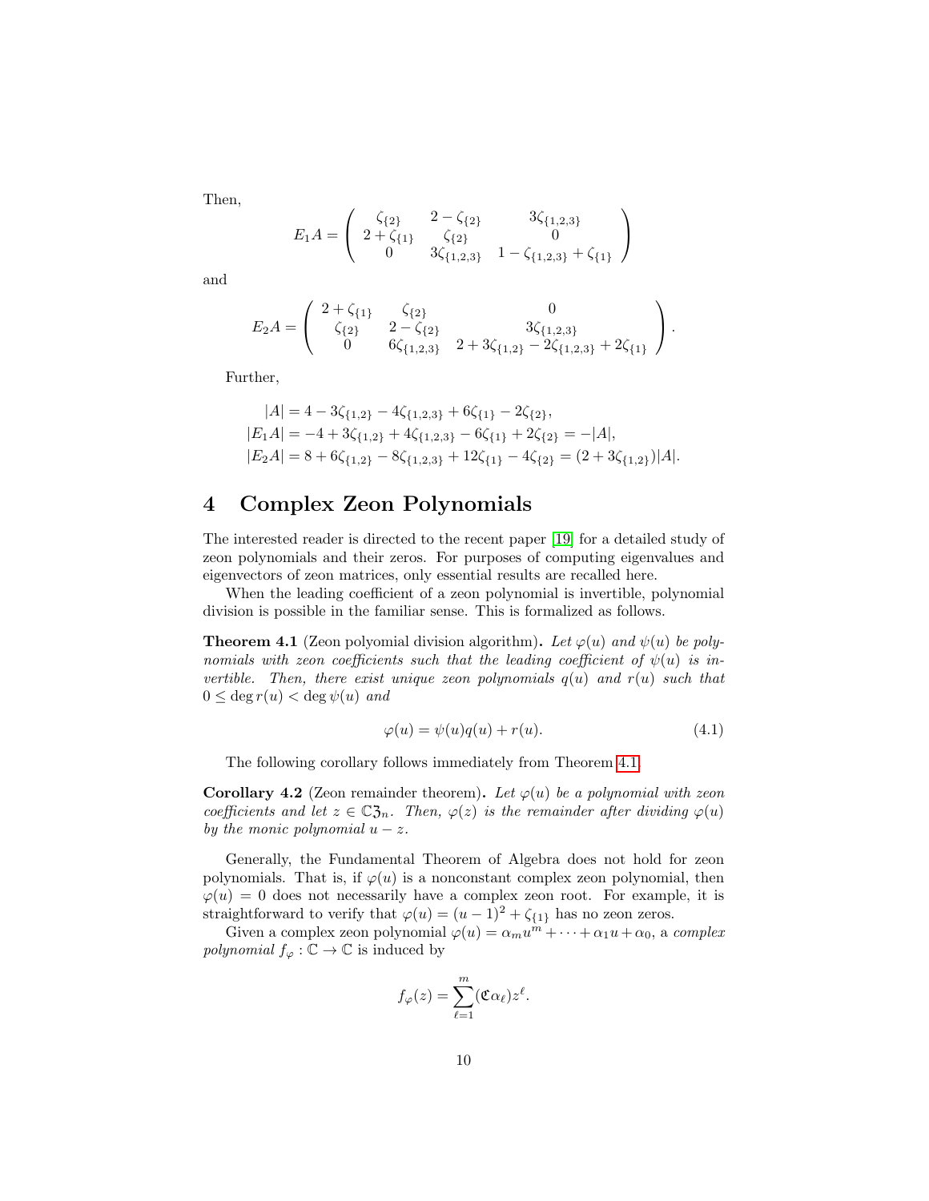Then,

$$E_1 A = \begin{pmatrix} \zeta_{\{2\}} & 2-\zeta_{\{2\}} & 3\zeta_{\{1,2,3\}} \\ 2+\zeta_{\{1\}} & \zeta_{\{2\}} & 0 \\ 0 & 3\zeta_{\{1,2,3\}} & 1-\zeta_{\{1,2,3\}}+\zeta_{\{1\}} \end{pmatrix}$$

and

$$E_2 A = \begin{pmatrix} 2+\zeta_{\{1\}} & \zeta_{\{2\}} & 0 \\ \zeta_{\{2\}} & 2-\zeta_{\{2\}} & 3\zeta_{\{1,2,3\}} \\ 0 & 6\zeta_{\{1,2,3\}} & 2+3\zeta_{\{1,2\}}-2\zeta_{\{1,2,3\}}+2\zeta_{\{1\}} \end{pmatrix}.$$

Further,

$$\begin{aligned} |A| &= 4-3\zeta_{\{1,2\}}-4\zeta_{\{1,2,3\}}+6\zeta_{\{1\}}-2\zeta_{\{2\}}, \\ |E_1A| &= -4+3\zeta_{\{1,2\}}+4\zeta_{\{1,2,3\}}-6\zeta_{\{1\}}+2\zeta_{\{2\}} = -|A|, \\ |E_2A| &= 8+6\zeta_{\{1,2\}}-8\zeta_{\{1,2,3\}}+12\zeta_{\{1\}}-4\zeta_{\{2\}} = (2+3\zeta_{\{1,2\}})|A|. \end{aligned}$$

# 4 Complex Zeon Polynomials

The interested reader is directed to the recent paper [19] for a detailed study of zeon polynomials and their zeros. For purposes of computing eigenvalues and eigenvectors of zeon matrices, only essential results are recalled here.

When the leading coefficient of a zeon polynomial is invertible, polynomial division is possible in the familiar sense. This is formalized as follows.

**Theorem 4.1** (Zeon polyomial division algorithm)**.** *Let $\varphi(u)$ and $\psi(u)$ be polynomials with zeon coefficients such that the leading coefficient of $\psi(u)$ is invertible. Then, there exist unique zeon polynomials $q(u)$ and $r(u)$ such that $0 \le \deg r(u) < \deg \psi(u)$ and*

$$\varphi(u) = \psi(u)q(u) + r(u). \tag{4.1}$$

The following corollary follows immediately from Theorem 4.1.

**Corollary 4.2** (Zeon remainder theorem)**.** *Let $\varphi(u)$ be a polynomial with zeon coefficients and let $z \in \mathbb{C}\mathfrak{Z}_n$. Then, $\varphi(z)$ is the remainder after dividing $\varphi(u)$ by the monic polynomial $u - z$.*

Generally, the Fundamental Theorem of Algebra does not hold for zeon polynomials. That is, if $\varphi(u)$ is a nonconstant complex zeon polynomial, then $\varphi(u) = 0$ does not necessarily have a complex zeon root. For example, it is straightforward to verify that $\varphi(u) = (u-1)^2 + \zeta_{\{1\}}$ has no zeon zeros.

Given a complex zeon polynomial $\varphi(u) = \alpha_m u^m + \cdots + \alpha_1 u + \alpha_0$, a *complex polynomial* $f_\varphi : \mathbb{C} \to \mathbb{C}$ is induced by

$$f_\varphi(z) = \sum_{\ell=1}^{m} (\mathfrak{C}\alpha_\ell) z^\ell.$$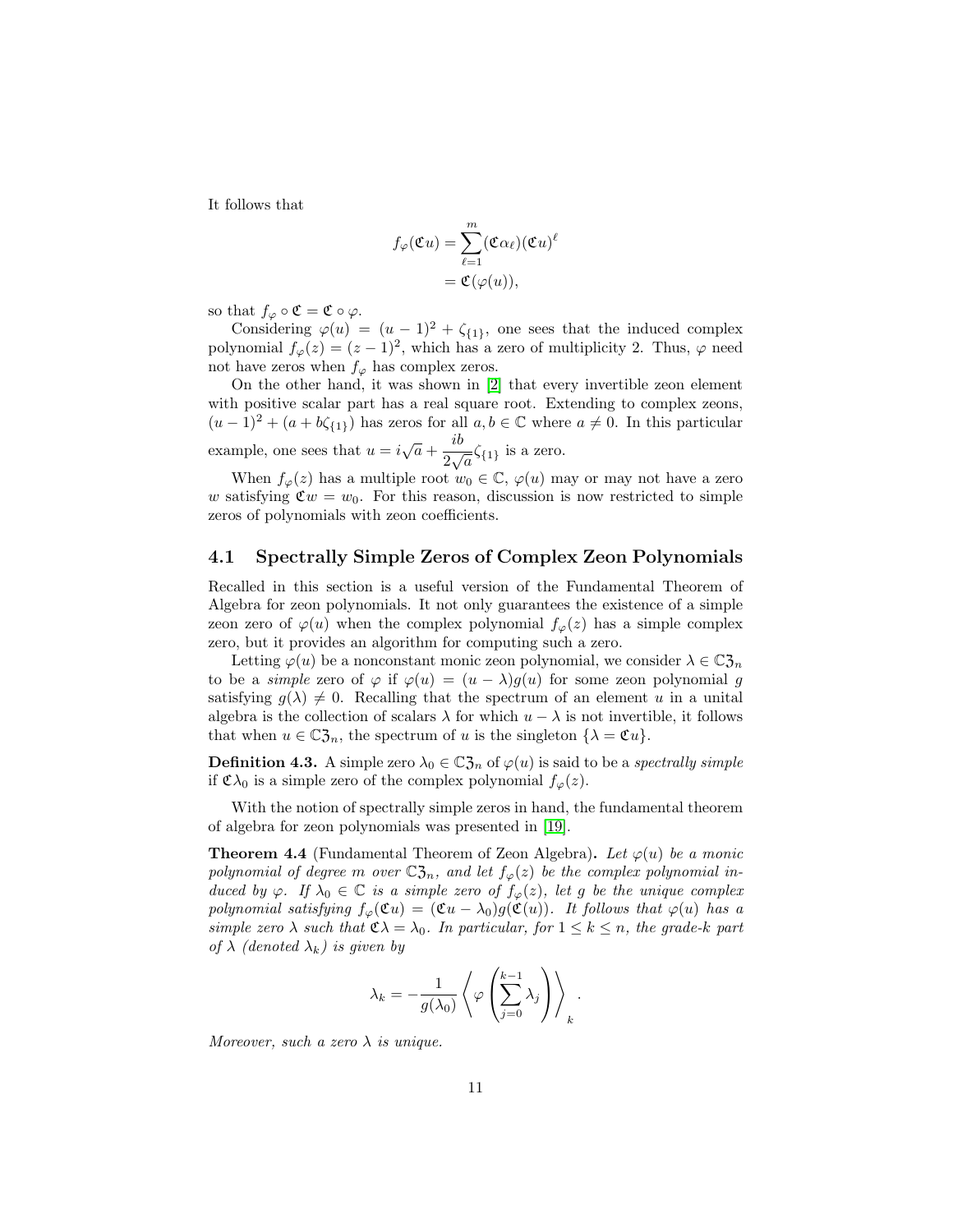It follows that

$$
\begin{aligned}
f_\varphi(\mathfrak{C}u) &= \sum_{\ell=1}^{m} (\mathfrak{C}\alpha_\ell)(\mathfrak{C}u)^\ell \\
&= \mathfrak{C}(\varphi(u)),
\end{aligned}
$$

so that $f_\varphi \circ \mathfrak{C} = \mathfrak{C} \circ \varphi$.

Considering $\varphi(u) = (u-1)^2 + \zeta_{\{1\}}$, one sees that the induced complex polynomial $f_\varphi(z) = (z-1)^2$, which has a zero of multiplicity 2. Thus, $\varphi$ need not have zeros when $f_\varphi$ has complex zeros.

On the other hand, it was shown in [2] that every invertible zeon element with positive scalar part has a real square root. Extending to complex zeons, $(u-1)^2 + (a + b\zeta_{\{1\}})$ has zeros for all $a, b \in \mathbb{C}$ where $a \neq 0$. In this particular example, one sees that $u = i\sqrt{a} + \dfrac{ib}{2\sqrt{a}}\zeta_{\{1\}}$ is a zero.

When $f_\varphi(z)$ has a multiple root $w_0 \in \mathbb{C}$, $\varphi(u)$ may or may not have a zero $w$ satisfying $\mathfrak{C}w = w_0$. For this reason, discussion is now restricted to simple zeros of polynomials with zeon coefficients.

## 4.1 Spectrally Simple Zeros of Complex Zeon Polynomials

Recalled in this section is a useful version of the Fundamental Theorem of Algebra for zeon polynomials. It not only guarantees the existence of a simple zeon zero of $\varphi(u)$ when the complex polynomial $f_\varphi(z)$ has a simple complex zero, but it provides an algorithm for computing such a zero.

Letting $\varphi(u)$ be a nonconstant monic zeon polynomial, we consider $\lambda \in \mathbb{C}\mathfrak{Z}_n$ to be a *simple* zero of $\varphi$ if $\varphi(u) = (u - \lambda)g(u)$ for some zeon polynomial $g$ satisfying $g(\lambda) \neq 0$. Recalling that the spectrum of an element $u$ in a unital algebra is the collection of scalars $\lambda$ for which $u - \lambda$ is not invertible, it follows that when $u \in \mathbb{C}\mathfrak{Z}_n$, the spectrum of $u$ is the singleton $\{\lambda = \mathfrak{C}u\}$.

**Definition 4.3.** A simple zero $\lambda_0 \in \mathbb{C}\mathfrak{Z}_n$ of $\varphi(u)$ is said to be a *spectrally simple* if $\mathfrak{C}\lambda_0$ is a simple zero of the complex polynomial $f_\varphi(z)$.

With the notion of spectrally simple zeros in hand, the fundamental theorem of algebra for zeon polynomials was presented in [19].

**Theorem 4.4** (Fundamental Theorem of Zeon Algebra)**.** *Let $\varphi(u)$ be a monic polynomial of degree $m$ over $\mathbb{C}\mathfrak{Z}_n$, and let $f_\varphi(z)$ be the complex polynomial induced by $\varphi$. If $\lambda_0 \in \mathbb{C}$ is a simple zero of $f_\varphi(z)$, let $g$ be the unique complex polynomial satisfying $f_\varphi(\mathfrak{C}u) = (\mathfrak{C}u - \lambda_0)g(\mathfrak{C}(u))$. It follows that $\varphi(u)$ has a simple zero $\lambda$ such that $\mathfrak{C}\lambda = \lambda_0$. In particular, for $1 \leq k \leq n$, the grade-$k$ part of $\lambda$ (denoted $\lambda_k$) is given by*

$$
\lambda_k = -\frac{1}{g(\lambda_0)} \left\langle \varphi\left(\sum_{j=0}^{k-1} \lambda_j\right) \right\rangle_k .
$$

*Moreover, such a zero $\lambda$ is unique.*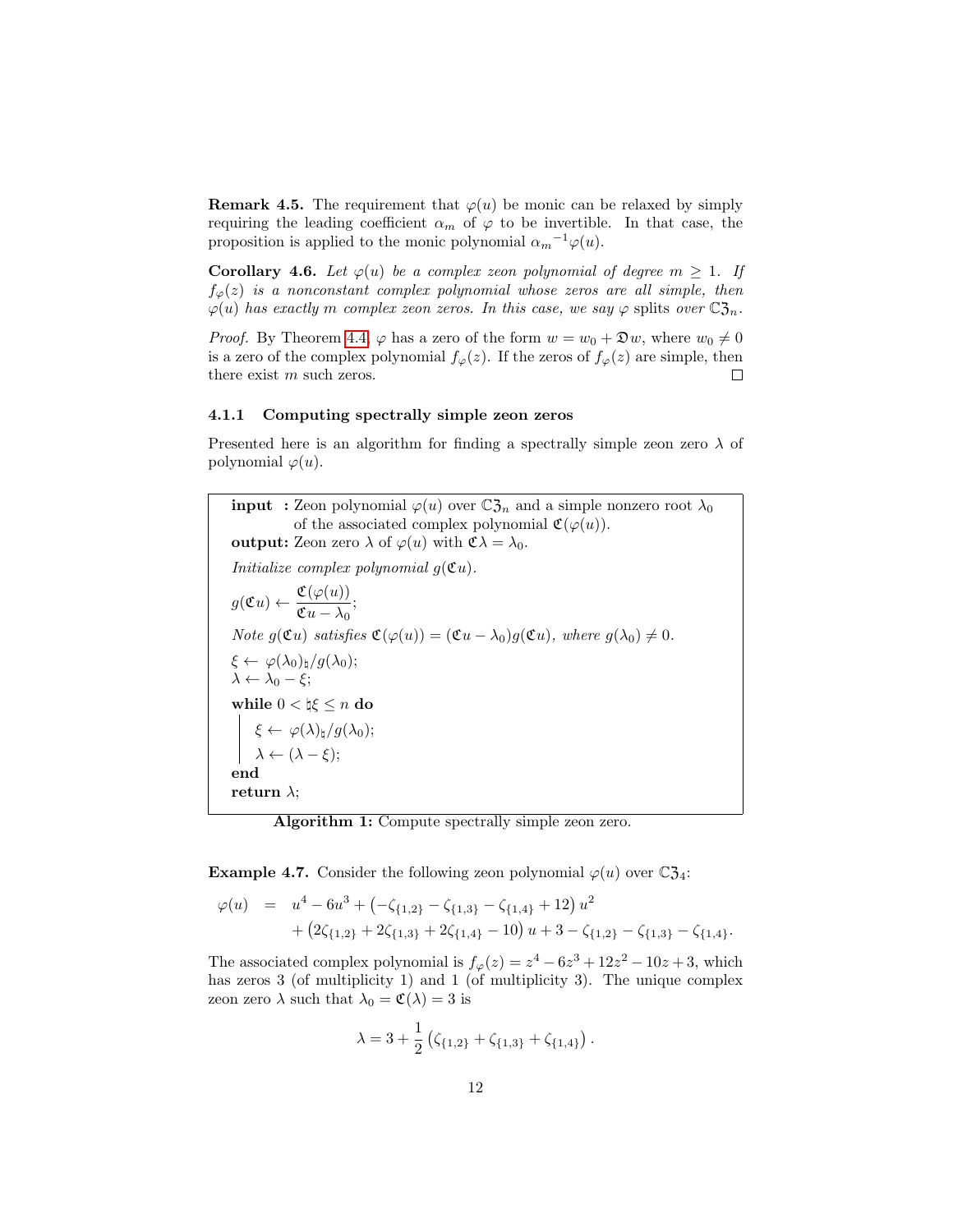**Remark 4.5.** The requirement that $\varphi(u)$ be monic can be relaxed by simply requiring the leading coefficient $\alpha_m$ of $\varphi$ to be invertible. In that case, the proposition is applied to the monic polynomial ${\alpha_m}^{-1}\varphi(u)$.

**Corollary 4.6.** *Let $\varphi(u)$ be a complex zeon polynomial of degree $m \geq 1$. If $f_\varphi(z)$ is a nonconstant complex polynomial whose zeros are all simple, then $\varphi(u)$ has exactly $m$ complex zeon zeros. In this case, we say $\varphi$* splits *over $\mathbb{C}\mathfrak{Z}_n$.*

*Proof.* By Theorem 4.4, $\varphi$ has a zero of the form $w = w_0 + \mathfrak{D}w$, where $w_0 \neq 0$ is a zero of the complex polynomial $f_\varphi(z)$. If the zeros of $f_\varphi(z)$ are simple, then there exist $m$ such zeros. $\square$

### 4.1.1 Computing spectrally simple zeon zeros

Presented here is an algorithm for finding a spectrally simple zeon zero $\lambda$ of polynomial $\varphi(u)$.

**input :** Zeon polynomial $\varphi(u)$ over $\mathbb{C}\mathfrak{Z}_n$ and a simple nonzero root $\lambda_0$ of the associated complex polynomial $\mathfrak{C}(\varphi(u))$.
**output:** Zeon zero $\lambda$ of $\varphi(u)$ with $\mathfrak{C}\lambda = \lambda_0$.

*Initialize complex polynomial $g(\mathfrak{C}u)$.*

$g(\mathfrak{C}u) \leftarrow \dfrac{\mathfrak{C}(\varphi(u))}{\mathfrak{C}u - \lambda_0}$;

*Note $g(\mathfrak{C}u)$ satisfies $\mathfrak{C}(\varphi(u)) = (\mathfrak{C}u - \lambda_0)g(\mathfrak{C}u)$, where $g(\lambda_0) \neq 0$.*

$\xi \leftarrow \varphi(\lambda_0)_\natural / g(\lambda_0)$;
$\lambda \leftarrow \lambda_0 - \xi$;

**while** $0 < \natural\xi \leq n$ **do**
  $\xi \leftarrow \varphi(\lambda)_\natural / g(\lambda_0)$;
  $\lambda \leftarrow (\lambda - \xi)$;
**end**
**return** $\lambda$;

**Algorithm 1:** Compute spectrally simple zeon zero.

**Example 4.7.** Consider the following zeon polynomial $\varphi(u)$ over $\mathbb{C}\mathfrak{Z}_4$:

$$\begin{aligned}
\varphi(u) \;&=\; u^4 - 6u^3 + \left(-\zeta_{\{1,2\}} - \zeta_{\{1,3\}} - \zeta_{\{1,4\}} + 12\right)u^2 \\
&\quad + \left(2\zeta_{\{1,2\}} + 2\zeta_{\{1,3\}} + 2\zeta_{\{1,4\}} - 10\right)u + 3 - \zeta_{\{1,2\}} - \zeta_{\{1,3\}} - \zeta_{\{1,4\}}.
\end{aligned}$$

The associated complex polynomial is $f_\varphi(z) = z^4 - 6z^3 + 12z^2 - 10z + 3$, which has zeros 3 (of multiplicity 1) and 1 (of multiplicity 3). The unique complex zeon zero $\lambda$ such that $\lambda_0 = \mathfrak{C}(\lambda) = 3$ is

$$\lambda = 3 + \frac{1}{2}\left(\zeta_{\{1,2\}} + \zeta_{\{1,3\}} + \zeta_{\{1,4\}}\right).$$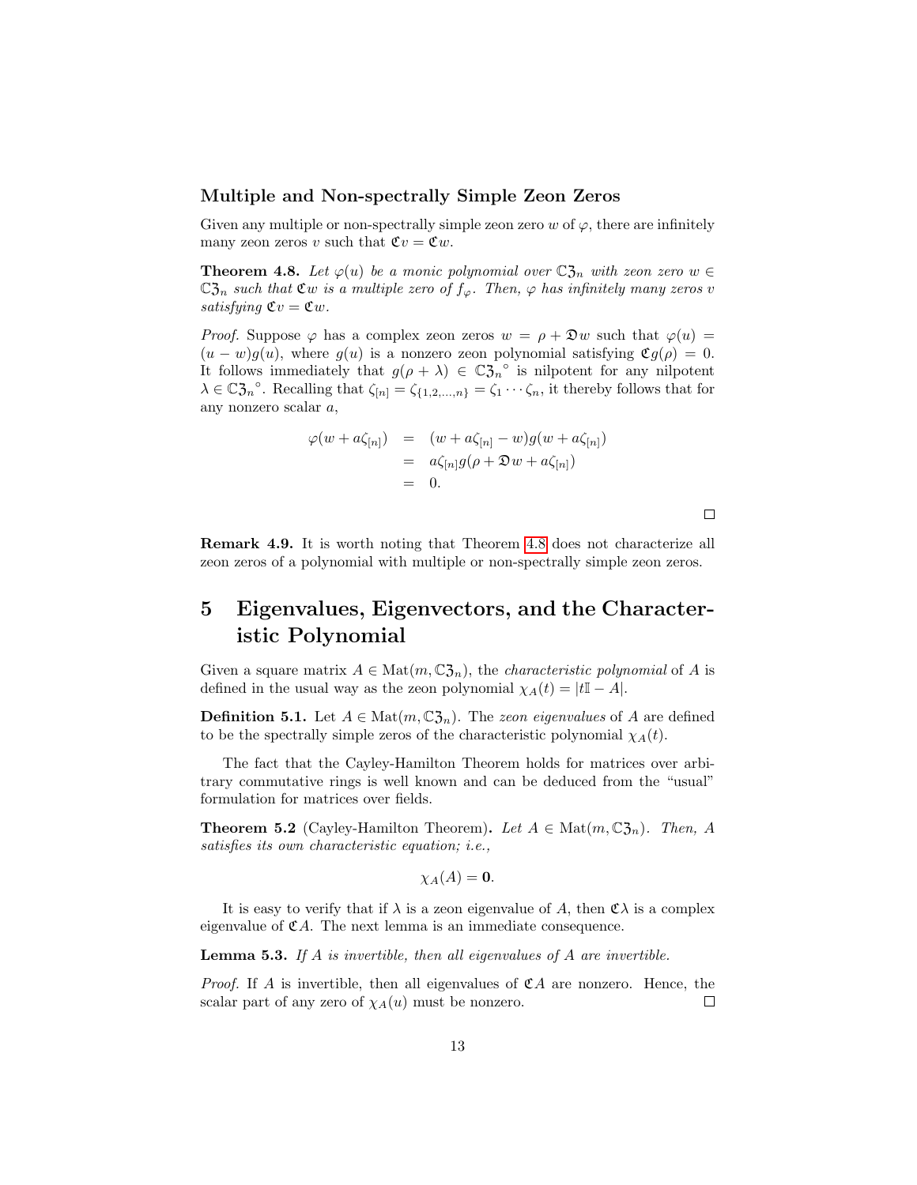### Multiple and Non-spectrally Simple Zeon Zeros

Given any multiple or non-spectrally simple zeon zero $w$ of $\varphi$, there are infinitely many zeon zeros $v$ such that $\mathfrak{C}v = \mathfrak{C}w$.

**Theorem 4.8.** *Let $\varphi(u)$ be a monic polynomial over $\mathbb{C}\mathfrak{Z}_n$ with zeon zero $w \in \mathbb{C}\mathfrak{Z}_n$ such that $\mathfrak{C}w$ is a multiple zero of $f_\varphi$. Then, $\varphi$ has infinitely many zeros $v$ satisfying $\mathfrak{C}v = \mathfrak{C}w$.*

*Proof.* Suppose $\varphi$ has a complex zeon zeros $w = \rho + \mathfrak{D}w$ such that $\varphi(u) = (u - w)g(u)$, where $g(u)$ is a nonzero zeon polynomial satisfying $\mathfrak{C}g(\rho) = 0$. It follows immediately that $g(\rho + \lambda) \in \mathbb{C}\mathfrak{Z}_n{}^\circ$ is nilpotent for any nilpotent $\lambda \in \mathbb{C}\mathfrak{Z}_n{}^\circ$. Recalling that $\zeta_{[n]} = \zeta_{\{1,2,\ldots,n\}} = \zeta_1 \cdots \zeta_n$, it thereby follows that for any nonzero scalar $a$,

$$
\begin{aligned}
\varphi(w + a\zeta_{[n]}) &= (w + a\zeta_{[n]} - w)g(w + a\zeta_{[n]}) \\
&= a\zeta_{[n]}g(\rho + \mathfrak{D}w + a\zeta_{[n]}) \\
&= 0.
\end{aligned}
$$

□

**Remark 4.9.** It is worth noting that Theorem 4.8 does not characterize all zeon zeros of a polynomial with multiple or non-spectrally simple zeon zeros.

# 5 Eigenvalues, Eigenvectors, and the Characteristic Polynomial

Given a square matrix $A \in \mathrm{Mat}(m, \mathbb{C}\mathfrak{Z}_n)$, the *characteristic polynomial* of $A$ is defined in the usual way as the zeon polynomial $\chi_A(t) = |t\mathbb{I} - A|$.

**Definition 5.1.** Let $A \in \mathrm{Mat}(m, \mathbb{C}\mathfrak{Z}_n)$. The *zeon eigenvalues* of $A$ are defined to be the spectrally simple zeros of the characteristic polynomial $\chi_A(t)$.

The fact that the Cayley-Hamilton Theorem holds for matrices over arbitrary commutative rings is well known and can be deduced from the "usual" formulation for matrices over fields.

**Theorem 5.2** (Cayley-Hamilton Theorem)**.** *Let $A \in \mathrm{Mat}(m, \mathbb{C}\mathfrak{Z}_n)$. Then, $A$ satisfies its own characteristic equation; i.e.,*

$$\chi_A(A) = \mathbf{0}.$$

It is easy to verify that if $\lambda$ is a zeon eigenvalue of $A$, then $\mathfrak{C}\lambda$ is a complex eigenvalue of $\mathfrak{C}A$. The next lemma is an immediate consequence.

**Lemma 5.3.** *If $A$ is invertible, then all eigenvalues of $A$ are invertible.*

*Proof.* If $A$ is invertible, then all eigenvalues of $\mathfrak{C}A$ are nonzero. Hence, the scalar part of any zero of $\chi_A(u)$ must be nonzero. □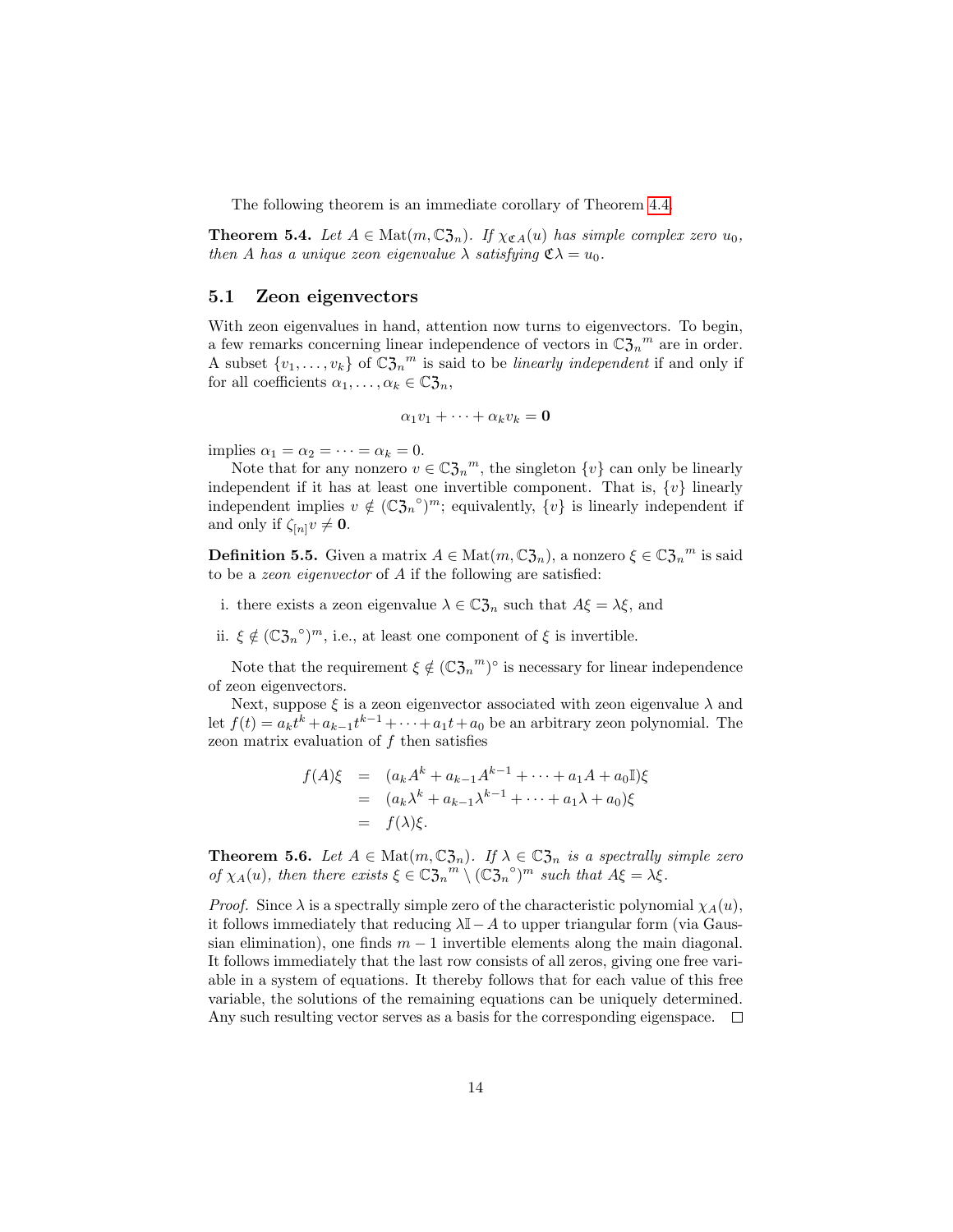The following theorem is an immediate corollary of Theorem 4.4.

**Theorem 5.4.** *Let $A \in \mathrm{Mat}(m, \mathbb{C}\mathfrak{Z}_n)$. If $\chi_{\mathfrak{C}A}(u)$ has simple complex zero $u_0$, then $A$ has a unique zeon eigenvalue $\lambda$ satisfying $\mathfrak{C}\lambda = u_0$.*

## 5.1 Zeon eigenvectors

With zeon eigenvalues in hand, attention now turns to eigenvectors. To begin, a few remarks concerning linear independence of vectors in ${\mathbb{C}\mathfrak{Z}_n}^m$ are in order. A subset $\{v_1, \ldots, v_k\}$ of ${\mathbb{C}\mathfrak{Z}_n}^m$ is said to be *linearly independent* if and only if for all coefficients $\alpha_1, \ldots, \alpha_k \in \mathbb{C}\mathfrak{Z}_n$,

$$\alpha_1 v_1 + \cdots + \alpha_k v_k = \mathbf{0}$$

implies $\alpha_1 = \alpha_2 = \cdots = \alpha_k = 0$.

Note that for any nonzero $v \in {\mathbb{C}\mathfrak{Z}_n}^m$, the singleton $\{v\}$ can only be linearly independent if it has at least one invertible component. That is, $\{v\}$ linearly independent implies $v \notin ({\mathbb{C}\mathfrak{Z}_n}^\circ)^m$; equivalently, $\{v\}$ is linearly independent if and only if $\zeta_{[n]} v \neq \mathbf{0}$.

**Definition 5.5.** Given a matrix $A \in \mathrm{Mat}(m, \mathbb{C}\mathfrak{Z}_n)$, a nonzero $\xi \in {\mathbb{C}\mathfrak{Z}_n}^m$ is said to be a *zeon eigenvector* of $A$ if the following are satisfied:

i. there exists a zeon eigenvalue $\lambda \in \mathbb{C}\mathfrak{Z}_n$ such that $A\xi = \lambda\xi$, and

ii. $\xi \notin ({\mathbb{C}\mathfrak{Z}_n}^\circ)^m$, i.e., at least one component of $\xi$ is invertible.

Note that the requirement $\xi \notin ({\mathbb{C}\mathfrak{Z}_n}^m)^\circ$ is necessary for linear independence of zeon eigenvectors.

Next, suppose $\xi$ is a zeon eigenvector associated with zeon eigenvalue $\lambda$ and let $f(t) = a_k t^k + a_{k-1} t^{k-1} + \cdots + a_1 t + a_0$ be an arbitrary zeon polynomial. The zeon matrix evaluation of $f$ then satisfies

$$\begin{aligned}
f(A)\xi &= (a_k A^k + a_{k-1} A^{k-1} + \cdots + a_1 A + a_0 \mathbb{I})\xi \\
&= (a_k \lambda^k + a_{k-1} \lambda^{k-1} + \cdots + a_1 \lambda + a_0)\xi \\
&= f(\lambda)\xi.
\end{aligned}$$

**Theorem 5.6.** *Let $A \in \mathrm{Mat}(m, \mathbb{C}\mathfrak{Z}_n)$. If $\lambda \in \mathbb{C}\mathfrak{Z}_n$ is a spectrally simple zero of $\chi_A(u)$, then there exists $\xi \in {\mathbb{C}\mathfrak{Z}_n}^m \setminus ({\mathbb{C}\mathfrak{Z}_n}^\circ)^m$ such that $A\xi = \lambda\xi$.*

*Proof.* Since $\lambda$ is a spectrally simple zero of the characteristic polynomial $\chi_A(u)$, it follows immediately that reducing $\lambda\mathbb{I} - A$ to upper triangular form (via Gaussian elimination), one finds $m - 1$ invertible elements along the main diagonal. It follows immediately that the last row consists of all zeros, giving one free variable in a system of equations. It thereby follows that for each value of this free variable, the solutions of the remaining equations can be uniquely determined. Any such resulting vector serves as a basis for the corresponding eigenspace. $\square$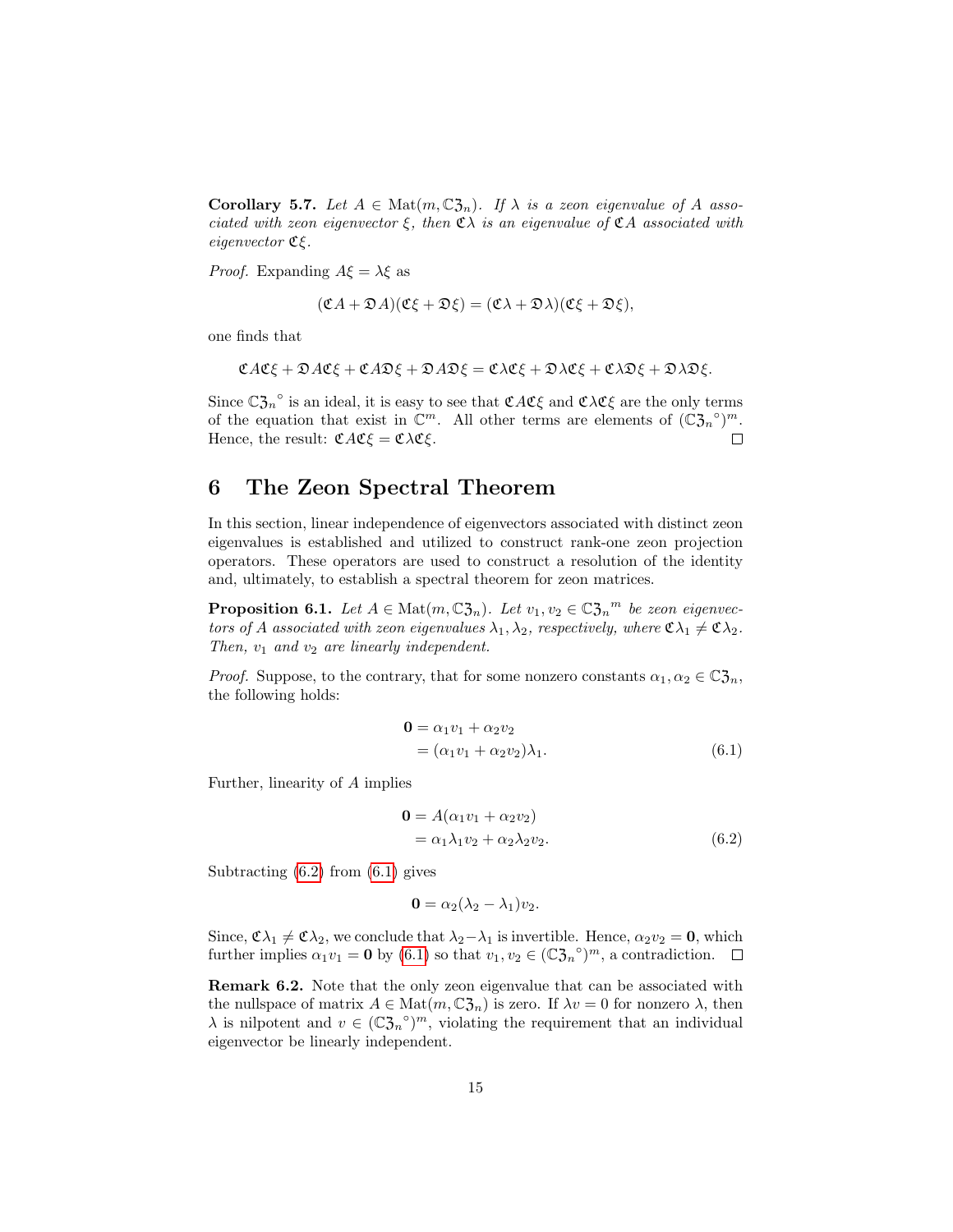**Corollary 5.7.** *Let $A \in \mathrm{Mat}(m, \mathbb{C}\mathfrak{Z}_n)$. If $\lambda$ is a zeon eigenvalue of $A$ associated with zeon eigenvector $\xi$, then $\mathfrak{C}\lambda$ is an eigenvalue of $\mathfrak{C}A$ associated with eigenvector $\mathfrak{C}\xi$.*

*Proof.* Expanding $A\xi = \lambda\xi$ as

$$(\mathfrak{C}A + \mathfrak{D}A)(\mathfrak{C}\xi + \mathfrak{D}\xi) = (\mathfrak{C}\lambda + \mathfrak{D}\lambda)(\mathfrak{C}\xi + \mathfrak{D}\xi),$$

one finds that

$$\mathfrak{C}A\mathfrak{C}\xi + \mathfrak{D}A\mathfrak{C}\xi + \mathfrak{C}A\mathfrak{D}\xi + \mathfrak{D}A\mathfrak{D}\xi = \mathfrak{C}\lambda\mathfrak{C}\xi + \mathfrak{D}\lambda\mathfrak{C}\xi + \mathfrak{C}\lambda\mathfrak{D}\xi + \mathfrak{D}\lambda\mathfrak{D}\xi.$$

Since $\mathbb{C}\mathfrak{Z}_n{}^\circ$ is an ideal, it is easy to see that $\mathfrak{C}A\mathfrak{C}\xi$ and $\mathfrak{C}\lambda\mathfrak{C}\xi$ are the only terms of the equation that exist in $\mathbb{C}^m$. All other terms are elements of $(\mathbb{C}\mathfrak{Z}_n{}^\circ)^m$. Hence, the result: $\mathfrak{C}A\mathfrak{C}\xi = \mathfrak{C}\lambda\mathfrak{C}\xi$. $\square$

## 6 The Zeon Spectral Theorem

In this section, linear independence of eigenvectors associated with distinct zeon eigenvalues is established and utilized to construct rank-one zeon projection operators. These operators are used to construct a resolution of the identity and, ultimately, to establish a spectral theorem for zeon matrices.

**Proposition 6.1.** *Let $A \in \mathrm{Mat}(m, \mathbb{C}\mathfrak{Z}_n)$. Let $v_1, v_2 \in \mathbb{C}\mathfrak{Z}_n{}^m$ be zeon eigenvectors of $A$ associated with zeon eigenvalues $\lambda_1, \lambda_2$, respectively, where $\mathfrak{C}\lambda_1 \neq \mathfrak{C}\lambda_2$. Then, $v_1$ and $v_2$ are linearly independent.*

*Proof.* Suppose, to the contrary, that for some nonzero constants $\alpha_1, \alpha_2 \in \mathbb{C}\mathfrak{Z}_n$, the following holds:

$$\begin{aligned} \mathbf{0} &= \alpha_1 v_1 + \alpha_2 v_2 \\ &= (\alpha_1 v_1 + \alpha_2 v_2)\lambda_1. \end{aligned} \tag{6.1}$$

Further, linearity of $A$ implies

$$\begin{aligned} \mathbf{0} &= A(\alpha_1 v_1 + \alpha_2 v_2) \\ &= \alpha_1 \lambda_1 v_2 + \alpha_2 \lambda_2 v_2. \end{aligned} \tag{6.2}$$

Subtracting (6.2) from (6.1) gives

$$\mathbf{0} = \alpha_2(\lambda_2 - \lambda_1)v_2.$$

Since, $\mathfrak{C}\lambda_1 \neq \mathfrak{C}\lambda_2$, we conclude that $\lambda_2 - \lambda_1$ is invertible. Hence, $\alpha_2 v_2 = \mathbf{0}$, which further implies $\alpha_1 v_1 = \mathbf{0}$ by (6.1) so that $v_1, v_2 \in (\mathbb{C}\mathfrak{Z}_n{}^\circ)^m$, a contradiction. $\square$

**Remark 6.2.** Note that the only zeon eigenvalue that can be associated with the nullspace of matrix $A \in \mathrm{Mat}(m, \mathbb{C}\mathfrak{Z}_n)$ is zero. If $\lambda v = 0$ for nonzero $\lambda$, then $\lambda$ is nilpotent and $v \in (\mathbb{C}\mathfrak{Z}_n{}^\circ)^m$, violating the requirement that an individual eigenvector be linearly independent.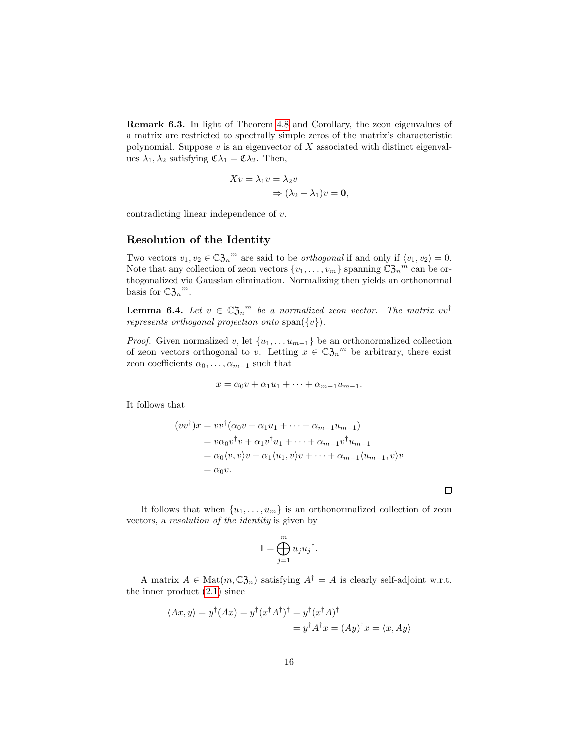**Remark 6.3.** In light of Theorem 4.8 and Corollary, the zeon eigenvalues of a matrix are restricted to spectrally simple zeros of the matrix's characteristic polynomial. Suppose $v$ is an eigenvector of $X$ associated with distinct eigenvalues $\lambda_1, \lambda_2$ satisfying $\mathfrak{C}\lambda_1 = \mathfrak{C}\lambda_2$. Then,

$$
\begin{aligned}
Xv = \lambda_1 v &= \lambda_2 v \\
&\Rightarrow (\lambda_2 - \lambda_1)v = \mathbf{0},
\end{aligned}
$$

contradicting linear independence of $v$.

## Resolution of the Identity

Two vectors $v_1, v_2 \in \mathbb{C}\mathfrak{Z}_n{}^m$ are said to be *orthogonal* if and only if $\langle v_1, v_2 \rangle = 0$. Note that any collection of zeon vectors $\{v_1, \ldots, v_m\}$ spanning $\mathbb{C}\mathfrak{Z}_n{}^m$ can be orthogonalized via Gaussian elimination. Normalizing then yields an orthonormal basis for $\mathbb{C}\mathfrak{Z}_n{}^m$.

**Lemma 6.4.** *Let $v \in \mathbb{C}\mathfrak{Z}_n{}^m$ be a normalized zeon vector. The matrix $vv^\dagger$ represents orthogonal projection onto* $\operatorname{span}(\{v\})$.

*Proof.* Given normalized $v$, let $\{u_1, \ldots u_{m-1}\}$ be an orthonormalized collection of zeon vectors orthogonal to $v$. Letting $x \in \mathbb{C}\mathfrak{Z}_n{}^m$ be arbitrary, there exist zeon coefficients $\alpha_0, \ldots, \alpha_{m-1}$ such that

$$
x = \alpha_0 v + \alpha_1 u_1 + \cdots + \alpha_{m-1} u_{m-1}.
$$

It follows that

$$
\begin{aligned}
(vv^\dagger)x &= vv^\dagger(\alpha_0 v + \alpha_1 u_1 + \cdots + \alpha_{m-1} u_{m-1}) \\
&= v\alpha_0 v^\dagger v + \alpha_1 v^\dagger u_1 + \cdots + \alpha_{m-1} v^\dagger u_{m-1} \\
&= \alpha_0 \langle v, v \rangle v + \alpha_1 \langle u_1, v \rangle v + \cdots + \alpha_{m-1} \langle u_{m-1}, v \rangle v \\
&= \alpha_0 v.
\end{aligned}
$$

$\square$

It follows that when $\{u_1, \ldots, u_m\}$ is an orthonormalized collection of zeon vectors, a *resolution of the identity* is given by

$$
\mathbb{I} = \bigoplus_{j=1}^{m} u_j u_j{}^\dagger.
$$

A matrix $A \in \operatorname{Mat}(m, \mathbb{C}\mathfrak{Z}_n)$ satisfying $A^\dagger = A$ is clearly self-adjoint w.r.t. the inner product (2.1) since

$$
\begin{aligned}
\langle Ax, y \rangle = y^\dagger(Ax) = y^\dagger(x^\dagger A^\dagger)^\dagger &= y^\dagger(x^\dagger A)^\dagger \\
&= y^\dagger A^\dagger x = (Ay)^\dagger x = \langle x, Ay \rangle
\end{aligned}
$$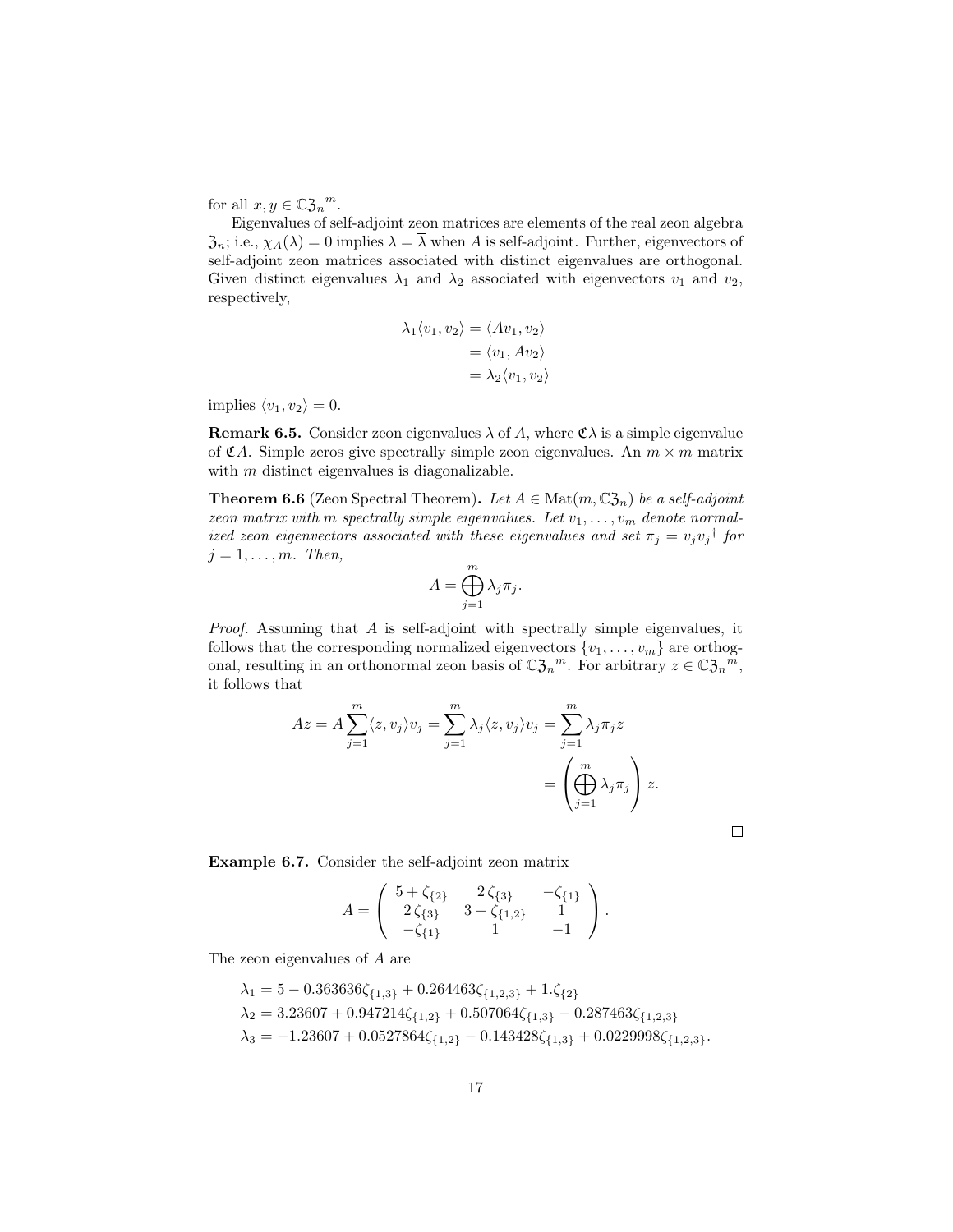for all $x, y \in \mathbb{C}\mathfrak{Z}_n{}^m$.

Eigenvalues of self-adjoint zeon matrices are elements of the real zeon algebra $\mathfrak{Z}_n$; i.e., $\chi_A(\lambda) = 0$ implies $\lambda = \overline{\lambda}$ when $A$ is self-adjoint. Further, eigenvectors of self-adjoint zeon matrices associated with distinct eigenvalues are orthogonal. Given distinct eigenvalues $\lambda_1$ and $\lambda_2$ associated with eigenvectors $v_1$ and $v_2$, respectively,

$$\begin{aligned}
\lambda_1 \langle v_1, v_2\rangle &= \langle A v_1, v_2\rangle \\
&= \langle v_1, A v_2\rangle \\
&= \lambda_2 \langle v_1, v_2\rangle
\end{aligned}$$

implies $\langle v_1, v_2\rangle = 0$.

**Remark 6.5.** Consider zeon eigenvalues $\lambda$ of $A$, where $\mathfrak{C}\lambda$ is a simple eigenvalue of $\mathfrak{C}A$. Simple zeros give spectrally simple zeon eigenvalues. An $m \times m$ matrix with $m$ distinct eigenvalues is diagonalizable.

**Theorem 6.6** (Zeon Spectral Theorem)**.** *Let $A \in \mathrm{Mat}(m, \mathbb{C}\mathfrak{Z}_n)$ be a self-adjoint zeon matrix with m spectrally simple eigenvalues. Let $v_1, \ldots, v_m$ denote normalized zeon eigenvectors associated with these eigenvalues and set $\pi_j = v_j {v_j}^\dagger$ for $j = 1, \ldots, m$. Then,*

$$A = \bigoplus_{j=1}^{m} \lambda_j \pi_j.$$

*Proof.* Assuming that $A$ is self-adjoint with spectrally simple eigenvalues, it follows that the corresponding normalized eigenvectors $\{v_1, \ldots, v_m\}$ are orthogonal, resulting in an orthonormal zeon basis of $\mathbb{C}\mathfrak{Z}_n{}^m$. For arbitrary $z \in \mathbb{C}\mathfrak{Z}_n{}^m$, it follows that

$$\begin{aligned}
Az = A\sum_{j=1}^{m} \langle z, v_j\rangle v_j = \sum_{j=1}^{m} \lambda_j \langle z, v_j\rangle v_j &= \sum_{j=1}^{m} \lambda_j \pi_j z \\
&= \left(\bigoplus_{j=1}^{m} \lambda_j \pi_j\right) z.
\end{aligned}$$

$\square$

**Example 6.7.** Consider the self-adjoint zeon matrix

$$A = \begin{pmatrix} 5 + \zeta_{\{2\}} & 2\,\zeta_{\{3\}} & -\zeta_{\{1\}} \\ 2\,\zeta_{\{3\}} & 3 + \zeta_{\{1,2\}} & 1 \\ -\zeta_{\{1\}} & 1 & -1 \end{pmatrix}.$$

The zeon eigenvalues of $A$ are

$$\begin{aligned}
\lambda_1 &= 5 - 0.363636\zeta_{\{1,3\}} + 0.264463\zeta_{\{1,2,3\}} + 1.\zeta_{\{2\}} \\
\lambda_2 &= 3.23607 + 0.947214\zeta_{\{1,2\}} + 0.507064\zeta_{\{1,3\}} - 0.287463\zeta_{\{1,2,3\}} \\
\lambda_3 &= -1.23607 + 0.0527864\zeta_{\{1,2\}} - 0.143428\zeta_{\{1,3\}} + 0.0229998\zeta_{\{1,2,3\}}.
\end{aligned}$$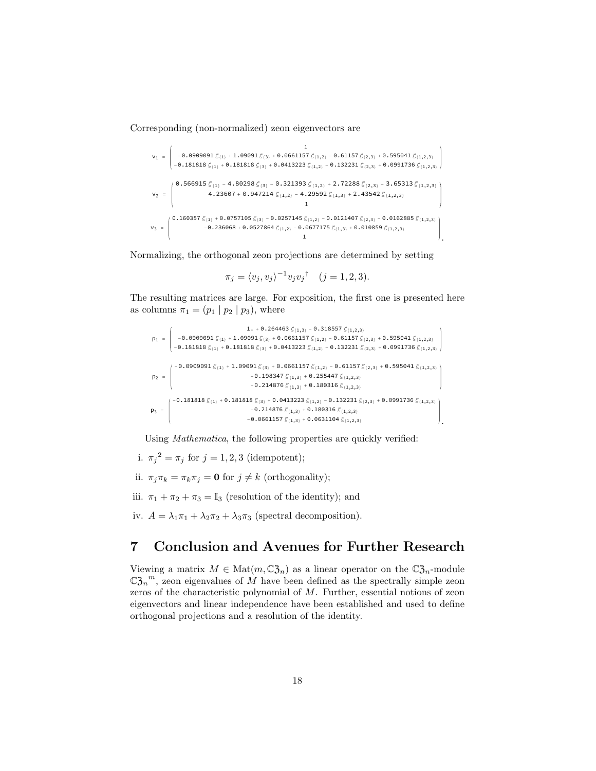Corresponding (non-normalized) zeon eigenvectors are

$$v_1 = \begin{pmatrix} 1 \\ -0.0909091\,\zeta_{\{1\}} + 1.09091\,\zeta_{\{3\}} + 0.0661157\,\zeta_{\{1,2\}} - 0.61157\,\zeta_{\{2,3\}} + 0.595041\,\zeta_{\{1,2,3\}} \\ -0.181818\,\zeta_{\{1\}} + 0.181818\,\zeta_{\{3\}} + 0.0413223\,\zeta_{\{1,2\}} - 0.132231\,\zeta_{\{2,3\}} + 0.0991736\,\zeta_{\{1,2,3\}} \end{pmatrix}$$

$$v_2 = \begin{pmatrix} 0.566915\,\zeta_{\{1\}} - 4.80298\,\zeta_{\{3\}} - 0.321393\,\zeta_{\{1,2\}} + 2.72288\,\zeta_{\{2,3\}} - 3.65313\,\zeta_{\{1,2,3\}} \\ 4.23607 + 0.947214\,\zeta_{\{1,2\}} - 4.29592\,\zeta_{\{1,3\}} + 2.43542\,\zeta_{\{1,2,3\}} \\ 1 \end{pmatrix}$$

$$v_3 = \begin{pmatrix} 0.160357\,\zeta_{\{1\}} + 0.0757105\,\zeta_{\{3\}} - 0.0257145\,\zeta_{\{1,2\}} - 0.0121407\,\zeta_{\{2,3\}} - 0.0162885\,\zeta_{\{1,2,3\}} \\ -0.236068 + 0.0527864\,\zeta_{\{1,2\}} - 0.0677175\,\zeta_{\{1,3\}} + 0.010859\,\zeta_{\{1,2,3\}} \\ 1 \end{pmatrix}.$$

Normalizing, the orthogonal zeon projections are determined by setting

$$\pi_j = \langle v_j, v_j \rangle^{-1} v_j {v_j}^{\dagger} \quad (j = 1, 2, 3).$$

The resulting matrices are large. For exposition, the first one is presented here as columns $\pi_1 = (p_1 \mid p_2 \mid p_3)$, where

$$p_1 = \begin{pmatrix} 1. + 0.264463\,\zeta_{\{1,3\}} - 0.318557\,\zeta_{\{1,2,3\}} \\ -0.0909091\,\zeta_{\{1\}} + 1.09091\,\zeta_{\{3\}} + 0.0661157\,\zeta_{\{1,2\}} - 0.61157\,\zeta_{\{2,3\}} + 0.595041\,\zeta_{\{1,2,3\}} \\ -0.181818\,\zeta_{\{1\}} + 0.181818\,\zeta_{\{3\}} + 0.0413223\,\zeta_{\{1,2\}} - 0.132231\,\zeta_{\{2,3\}} + 0.0991736\,\zeta_{\{1,2,3\}} \end{pmatrix}$$

$$p_2 = \begin{pmatrix} -0.0909091\,\zeta_{\{1\}} + 1.09091\,\zeta_{\{3\}} + 0.0661157\,\zeta_{\{1,2\}} - 0.61157\,\zeta_{\{2,3\}} + 0.595041\,\zeta_{\{1,2,3\}} \\ -0.198347\,\zeta_{\{1,3\}} + 0.255447\,\zeta_{\{1,2,3\}} \\ -0.214876\,\zeta_{\{1,3\}} + 0.180316\,\zeta_{\{1,2,3\}} \end{pmatrix}$$

$$p_3 = \begin{pmatrix} -0.181818\,\zeta_{\{1\}} + 0.181818\,\zeta_{\{3\}} + 0.0413223\,\zeta_{\{1,2\}} - 0.132231\,\zeta_{\{2,3\}} + 0.0991736\,\zeta_{\{1,2,3\}} \\ -0.214876\,\zeta_{\{1,3\}} + 0.180316\,\zeta_{\{1,2,3\}} \\ -0.0661157\,\zeta_{\{1,3\}} + 0.0631104\,\zeta_{\{1,2,3\}} \end{pmatrix}.$$

Using *Mathematica*, the following properties are quickly verified:

i. ${\pi_j}^2 = \pi_j$ for $j = 1, 2, 3$ (idempotent);

ii. $\pi_j \pi_k = \pi_k \pi_j = \mathbf{0}$ for $j \neq k$ (orthogonality);

iii. $\pi_1 + \pi_2 + \pi_3 = \mathbb{I}_3$ (resolution of the identity); and

iv. $A = \lambda_1 \pi_1 + \lambda_2 \pi_2 + \lambda_3 \pi_3$ (spectral decomposition).

# 7 Conclusion and Avenues for Further Research

Viewing a matrix $M \in \mathrm{Mat}(m, \mathbb{C}\mathfrak{Z}_n)$ as a linear operator on the $\mathbb{C}\mathfrak{Z}_n$-module ${\mathbb{C}\mathfrak{Z}_n}^m$, zeon eigenvalues of $M$ have been defined as the spectrally simple zeon zeros of the characteristic polynomial of $M$. Further, essential notions of zeon eigenvectors and linear independence have been established and used to define orthogonal projections and a resolution of the identity.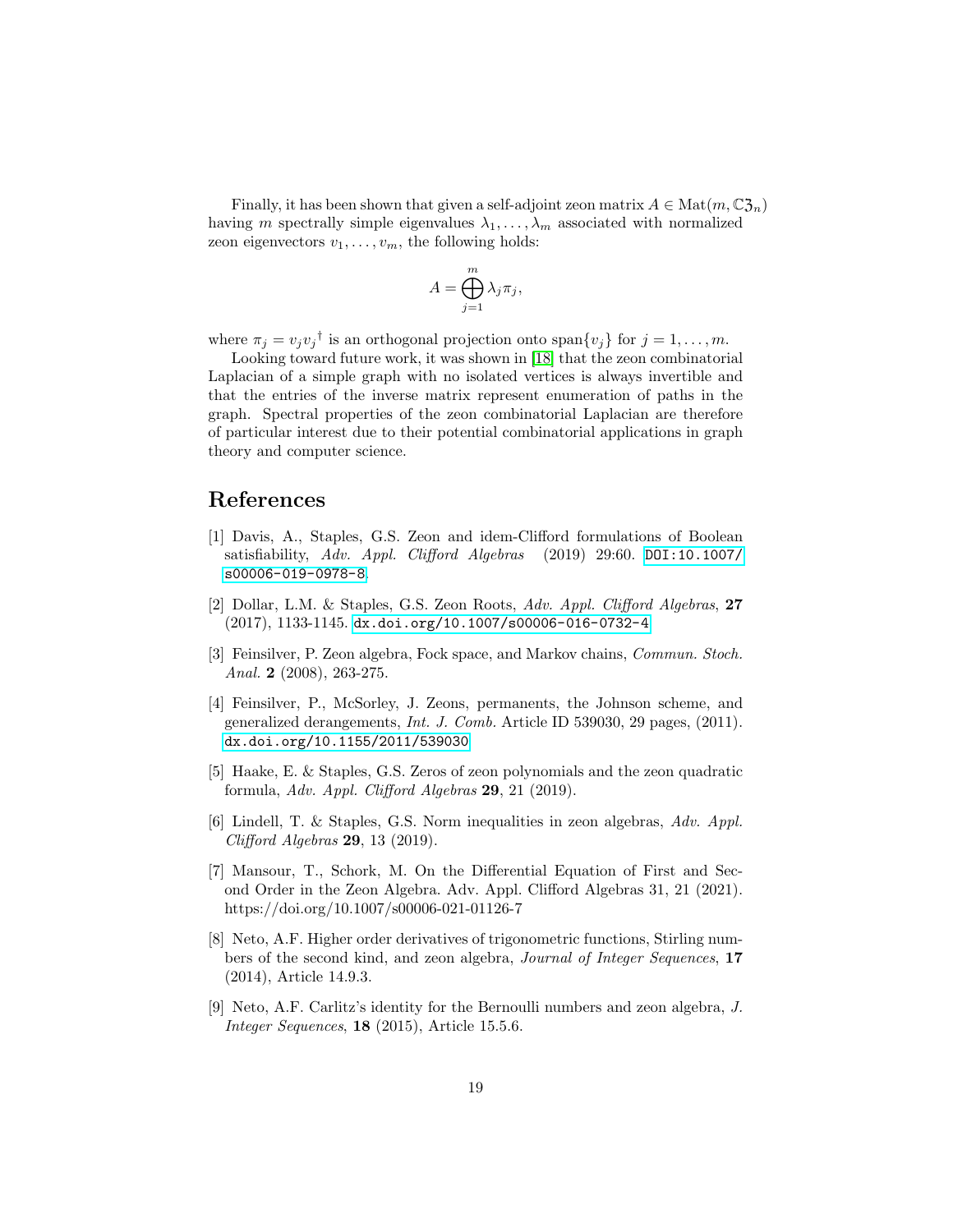Finally, it has been shown that given a self-adjoint zeon matrix $A \in \mathrm{Mat}(m, \mathbb{C}\mathfrak{Z}_n)$ having $m$ spectrally simple eigenvalues $\lambda_1, \ldots, \lambda_m$ associated with normalized zeon eigenvectors $v_1, \ldots, v_m$, the following holds:

$$A = \bigoplus_{j=1}^{m} \lambda_j \pi_j,$$

where $\pi_j = v_j {v_j}^\dagger$ is an orthogonal projection onto $\mathrm{span}\{v_j\}$ for $j = 1, \ldots, m$.

Looking toward future work, it was shown in [18] that the zeon combinatorial Laplacian of a simple graph with no isolated vertices is always invertible and that the entries of the inverse matrix represent enumeration of paths in the graph. Spectral properties of the zeon combinatorial Laplacian are therefore of particular interest due to their potential combinatorial applications in graph theory and computer science.

# References

[1] Davis, A., Staples, G.S. Zeon and idem-Clifford formulations of Boolean satisfiability, *Adv. Appl. Clifford Algebras* (2019) 29:60. DOI:10.1007/s00006-019-0978-8.

[2] Dollar, L.M. & Staples, G.S. Zeon Roots, *Adv. Appl. Clifford Algebras*, **27** (2017), 1133-1145. dx.doi.org/10.1007/s00006-016-0732-4

[3] Feinsilver, P. Zeon algebra, Fock space, and Markov chains, *Commun. Stoch. Anal.* **2** (2008), 263-275.

[4] Feinsilver, P., McSorley, J. Zeons, permanents, the Johnson scheme, and generalized derangements, *Int. J. Comb.* Article ID 539030, 29 pages, (2011). dx.doi.org/10.1155/2011/539030

[5] Haake, E. & Staples, G.S. Zeros of zeon polynomials and the zeon quadratic formula, *Adv. Appl. Clifford Algebras* **29**, 21 (2019).

[6] Lindell, T. & Staples, G.S. Norm inequalities in zeon algebras, *Adv. Appl. Clifford Algebras* **29**, 13 (2019).

[7] Mansour, T., Schork, M. On the Differential Equation of First and Second Order in the Zeon Algebra. Adv. Appl. Clifford Algebras 31, 21 (2021). https://doi.org/10.1007/s00006-021-01126-7

[8] Neto, A.F. Higher order derivatives of trigonometric functions, Stirling numbers of the second kind, and zeon algebra, *Journal of Integer Sequences*, **17** (2014), Article 14.9.3.

[9] Neto, A.F. Carlitz's identity for the Bernoulli numbers and zeon algebra, *J. Integer Sequences*, **18** (2015), Article 15.5.6.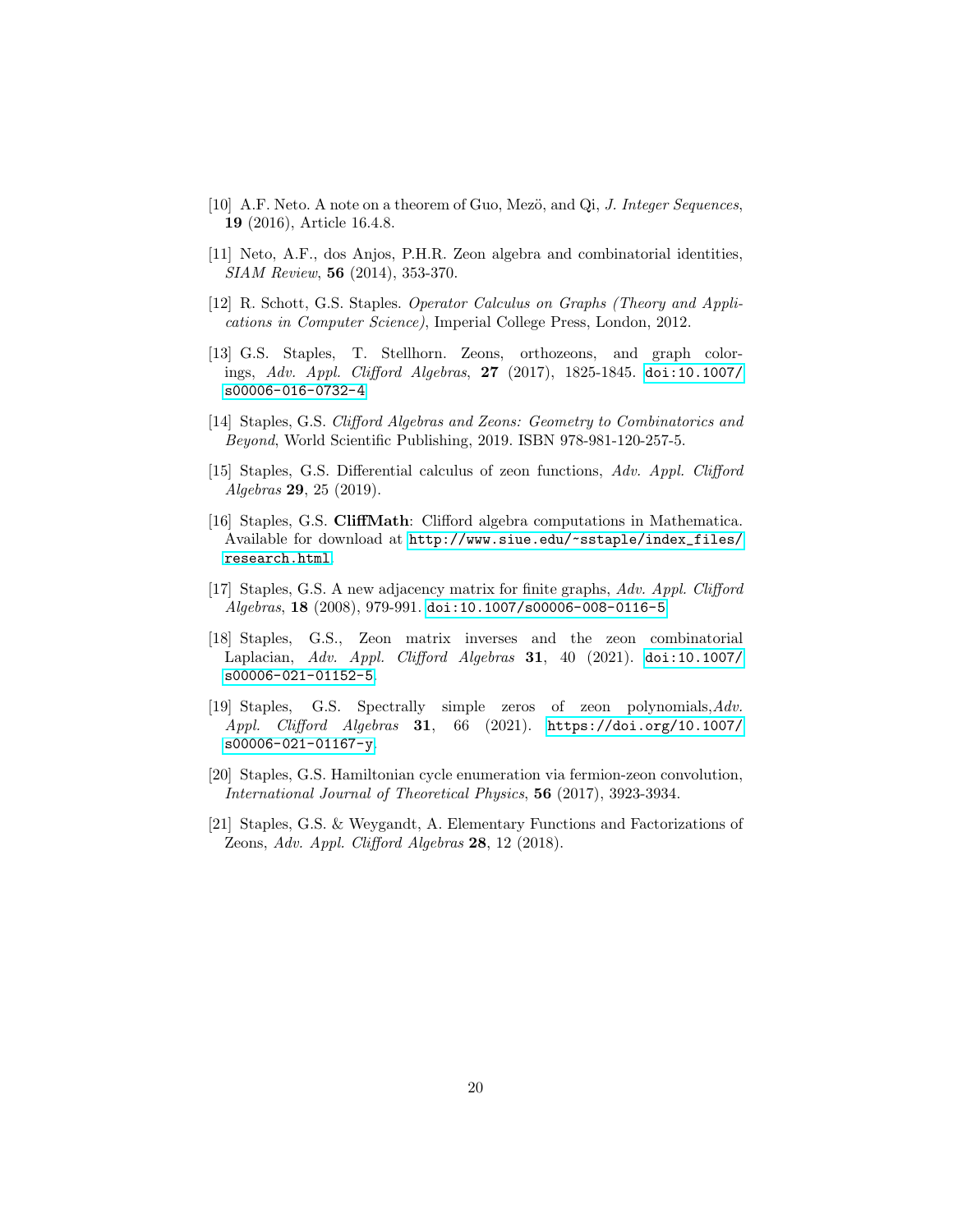[10] A.F. Neto. A note on a theorem of Guo, Mezö, and Qi, *J. Integer Sequences*, **19** (2016), Article 16.4.8.

[11] Neto, A.F., dos Anjos, P.H.R. Zeon algebra and combinatorial identities, *SIAM Review*, **56** (2014), 353-370.

[12] R. Schott, G.S. Staples. *Operator Calculus on Graphs (Theory and Applications in Computer Science)*, Imperial College Press, London, 2012.

[13] G.S. Staples, T. Stellhorn. Zeons, orthozeons, and graph colorings, *Adv. Appl. Clifford Algebras*, **27** (2017), 1825-1845. doi:10.1007/s00006-016-0732-4

[14] Staples, G.S. *Clifford Algebras and Zeons: Geometry to Combinatorics and Beyond*, World Scientific Publishing, 2019. ISBN 978-981-120-257-5.

[15] Staples, G.S. Differential calculus of zeon functions, *Adv. Appl. Clifford Algebras* **29**, 25 (2019).

[16] Staples, G.S. **CliffMath**: Clifford algebra computations in Mathematica. Available for download at http://www.siue.edu/~sstaple/index_files/research.html

[17] Staples, G.S. A new adjacency matrix for finite graphs, *Adv. Appl. Clifford Algebras*, **18** (2008), 979-991. doi:10.1007/s00006-008-0116-5

[18] Staples, G.S., Zeon matrix inverses and the zeon combinatorial Laplacian, *Adv. Appl. Clifford Algebras* **31**, 40 (2021). doi:10.1007/s00006-021-01152-5

[19] Staples, G.S. Spectrally simple zeros of zeon polynomials,*Adv. Appl. Clifford Algebras* **31**, 66 (2021). https://doi.org/10.1007/s00006-021-01167-y

[20] Staples, G.S. Hamiltonian cycle enumeration via fermion-zeon convolution, *International Journal of Theoretical Physics*, **56** (2017), 3923-3934.

[21] Staples, G.S. & Weygandt, A. Elementary Functions and Factorizations of Zeons, *Adv. Appl. Clifford Algebras* **28**, 12 (2018).